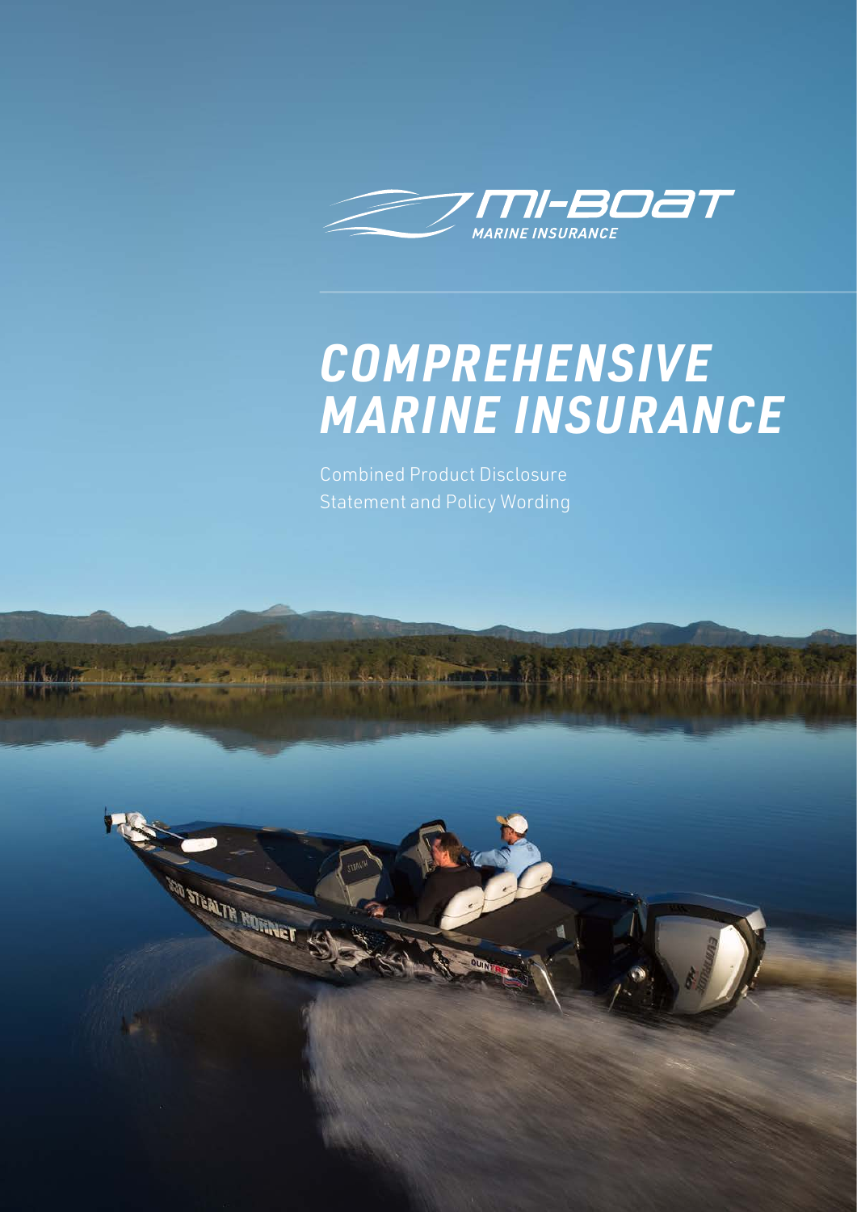MI-BOAT

MARINE INSURANCE

# COMPREHENSIVE MARINE INSURANCE

Combined Product Disclosure Statement and Policy Wording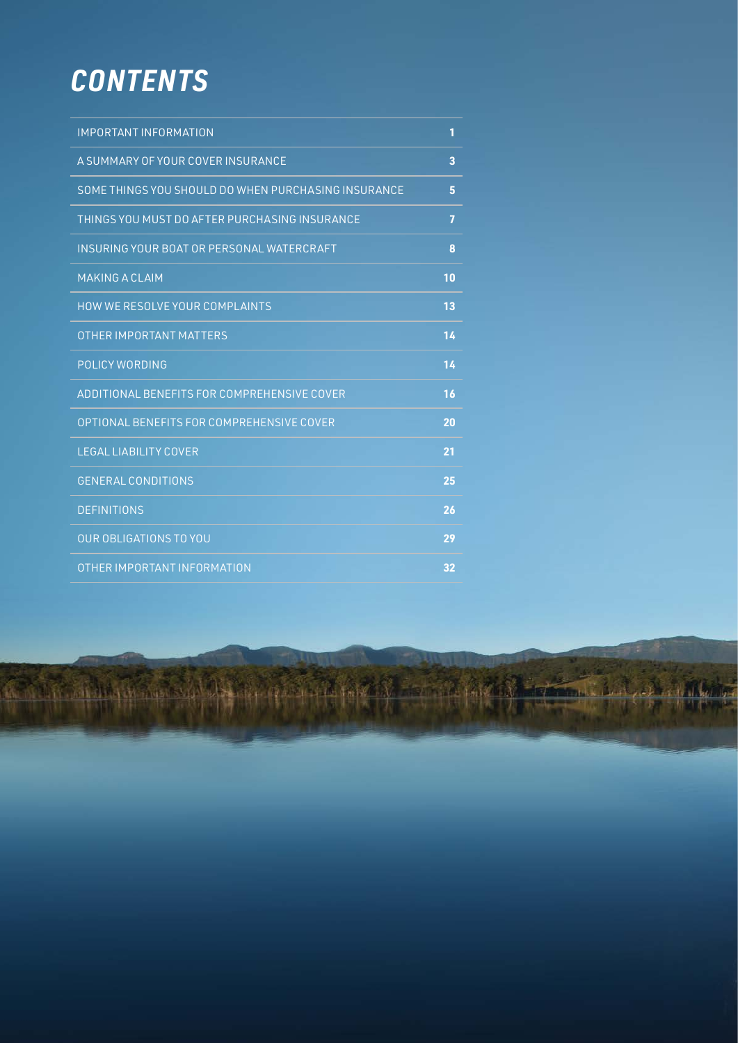# CONTENTS

| | |
|---|---|
| IMPORTANT INFORMATION | 1 |
| A SUMMARY OF YOUR COVER INSURANCE | 3 |
| SOME THINGS YOU SHOULD DO WHEN PURCHASING INSURANCE | 5 |
| THINGS YOU MUST DO AFTER PURCHASING INSURANCE | 7 |
| INSURING YOUR BOAT OR PERSONAL WATERCRAFT | 8 |
| MAKING A CLAIM | 10 |
| HOW WE RESOLVE YOUR COMPLAINTS | 13 |
| OTHER IMPORTANT MATTERS | 14 |
| POLICY WORDING | 14 |
| ADDITIONAL BENEFITS FOR COMPREHENSIVE COVER | 16 |
| OPTIONAL BENEFITS FOR COMPREHENSIVE COVER | 20 |
| LEGAL LIABILITY COVER | 21 |
| GENERAL CONDITIONS | 25 |
| DEFINITIONS | 26 |
| OUR OBLIGATIONS TO YOU | 29 |
| OTHER IMPORTANT INFORMATION | 32 |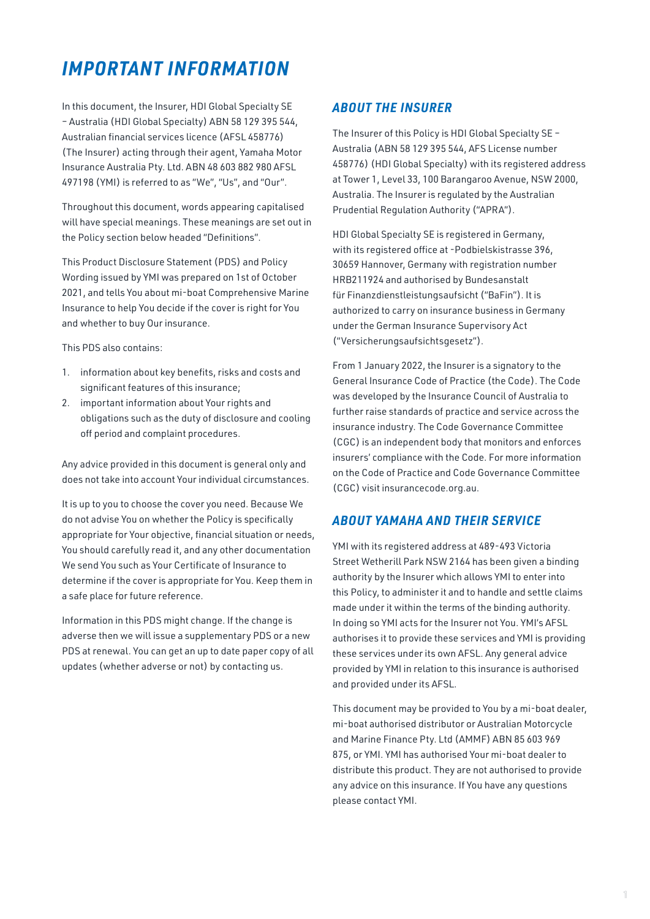# IMPORTANT INFORMATION

In this document, the Insurer, HDI Global Specialty SE – Australia (HDI Global Specialty) ABN 58 129 395 544, Australian financial services licence (AFSL 458776) (The Insurer) acting through their agent, Yamaha Motor Insurance Australia Pty. Ltd. ABN 48 603 882 980 AFSL 497198 (YMI) is referred to as "We", "Us", and "Our".

Throughout this document, words appearing capitalised will have special meanings. These meanings are set out in the Policy section below headed "Definitions".

This Product Disclosure Statement (PDS) and Policy Wording issued by YMI was prepared on 1st of October 2021, and tells You about mi-boat Comprehensive Marine Insurance to help You decide if the cover is right for You and whether to buy Our insurance.

This PDS also contains:

1. information about key benefits, risks and costs and significant features of this insurance;
2. important information about Your rights and obligations such as the duty of disclosure and cooling off period and complaint procedures.

Any advice provided in this document is general only and does not take into account Your individual circumstances.

It is up to you to choose the cover you need. Because We do not advise You on whether the Policy is specifically appropriate for Your objective, financial situation or needs, You should carefully read it, and any other documentation We send You such as Your Certificate of Insurance to determine if the cover is appropriate for You. Keep them in a safe place for future reference.

Information in this PDS might change. If the change is adverse then we will issue a supplementary PDS or a new PDS at renewal. You can get an up to date paper copy of all updates (whether adverse or not) by contacting us.

## ABOUT THE INSURER

The Insurer of this Policy is HDI Global Specialty SE – Australia (ABN 58 129 395 544, AFS License number 458776) (HDI Global Specialty) with its registered address at Tower 1, Level 33, 100 Barangaroo Avenue, NSW 2000, Australia. The Insurer is regulated by the Australian Prudential Regulation Authority ("APRA").

HDI Global Specialty SE is registered in Germany, with its registered office at -Podbielskistrasse 396, 30659 Hannover, Germany with registration number HRB211924 and authorised by Bundesanstalt für Finanzdienstleistungsaufsicht ("BaFin"). It is authorized to carry on insurance business in Germany under the German Insurance Supervisory Act ("Versicherungsaufsichtsgesetz").

From 1 January 2022, the Insurer is a signatory to the General Insurance Code of Practice (the Code). The Code was developed by the Insurance Council of Australia to further raise standards of practice and service across the insurance industry. The Code Governance Committee (CGC) is an independent body that monitors and enforces insurers' compliance with the Code. For more information on the Code of Practice and Code Governance Committee (CGC) visit insurancecode.org.au.

## ABOUT YAMAHA AND THEIR SERVICE

YMI with its registered address at 489-493 Victoria Street Wetherill Park NSW 2164 has been given a binding authority by the Insurer which allows YMI to enter into this Policy, to administer it and to handle and settle claims made under it within the terms of the binding authority. In doing so YMI acts for the Insurer not You. YMI's AFSL authorises it to provide these services and YMI is providing these services under its own AFSL. Any general advice provided by YMI in relation to this insurance is authorised and provided under its AFSL.

This document may be provided to You by a mi-boat dealer, mi-boat authorised distributor or Australian Motorcycle and Marine Finance Pty. Ltd (AMMF) ABN 85 603 969 875, or YMI. YMI has authorised Your mi-boat dealer to distribute this product. They are not authorised to provide any advice on this insurance. If You have any questions please contact YMI.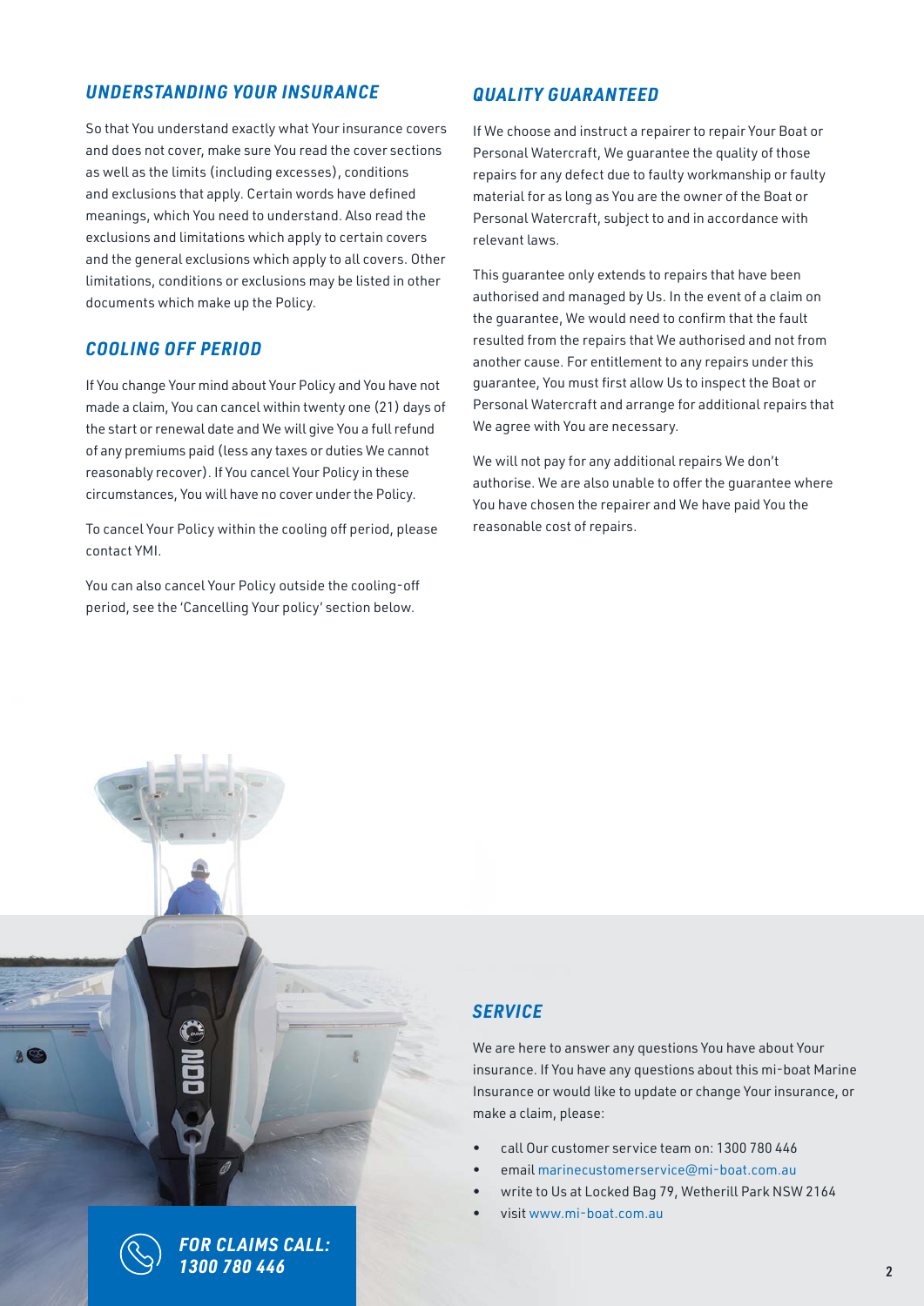## *UNDERSTANDING YOUR INSURANCE*

So that You understand exactly what Your insurance covers and does not cover, make sure You read the cover sections as well as the limits (including excesses), conditions and exclusions that apply. Certain words have defined meanings, which You need to understand. Also read the exclusions and limitations which apply to certain covers and the general exclusions which apply to all covers. Other limitations, conditions or exclusions may be listed in other documents which make up the Policy.

## *COOLING OFF PERIOD*

If You change Your mind about Your Policy and You have not made a claim, You can cancel within twenty one (21) days of the start or renewal date and We will give You a full refund of any premiums paid (less any taxes or duties We cannot reasonably recover). If You cancel Your Policy in these circumstances, You will have no cover under the Policy.

To cancel Your Policy within the cooling off period, please contact YMI.

You can also cancel Your Policy outside the cooling-off period, see the 'Cancelling Your policy' section below.

## *QUALITY GUARANTEED*

If We choose and instruct a repairer to repair Your Boat or Personal Watercraft, We guarantee the quality of those repairs for any defect due to faulty workmanship or faulty material for as long as You are the owner of the Boat or Personal Watercraft, subject to and in accordance with relevant laws.

This guarantee only extends to repairs that have been authorised and managed by Us. In the event of a claim on the guarantee, We would need to confirm that the fault resulted from the repairs that We authorised and not from another cause. For entitlement to any repairs under this guarantee, You must first allow Us to inspect the Boat or Personal Watercraft and arrange for additional repairs that We agree with You are necessary.

We will not pay for any additional repairs We don't authorise. We are also unable to offer the guarantee where You have chosen the repairer and We have paid You the reasonable cost of repairs.

## *SERVICE*

We are here to answer any questions You have about Your insurance. If You have any questions about this mi-boat Marine Insurance or would like to update or change Your insurance, or make a claim, please:

- call Our customer service team on: 1300 780 446
- email marinecustomerservice@mi-boat.com.au
- write to Us at Locked Bag 79, Wetherill Park NSW 2164
- visit www.mi-boat.com.au

***FOR CLAIMS CALL: 1300 780 446***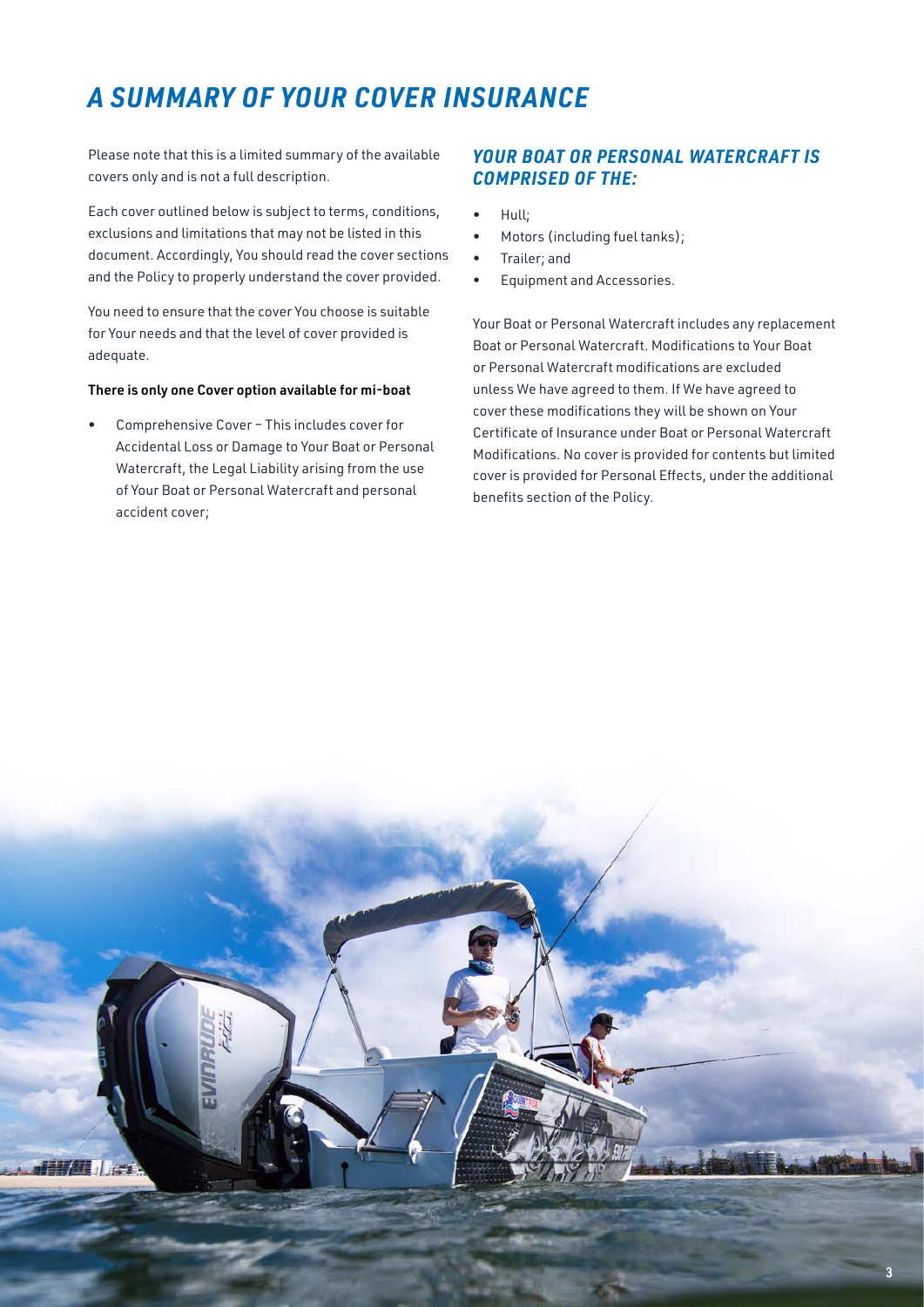# A SUMMARY OF YOUR COVER INSURANCE

Please note that this is a limited summary of the available covers only and is not a full description.

Each cover outlined below is subject to terms, conditions, exclusions and limitations that may not be listed in this document. Accordingly, You should read the cover sections and the Policy to properly understand the cover provided.

You need to ensure that the cover You choose is suitable for Your needs and that the level of cover provided is adequate.

**There is only one Cover option available for mi-boat**

- Comprehensive Cover – This includes cover for Accidental Loss or Damage to Your Boat or Personal Watercraft, the Legal Liability arising from the use of Your Boat or Personal Watercraft and personal accident cover;

## YOUR BOAT OR PERSONAL WATERCRAFT IS COMPRISED OF THE:

- Hull;
- Motors (including fuel tanks);
- Trailer; and
- Equipment and Accessories.

Your Boat or Personal Watercraft includes any replacement Boat or Personal Watercraft. Modifications to Your Boat or Personal Watercraft modifications are excluded unless We have agreed to them. If We have agreed to cover these modifications they will be shown on Your Certificate of Insurance under Boat or Personal Watercraft Modifications. No cover is provided for contents but limited cover is provided for Personal Effects, under the additional benefits section of the Policy.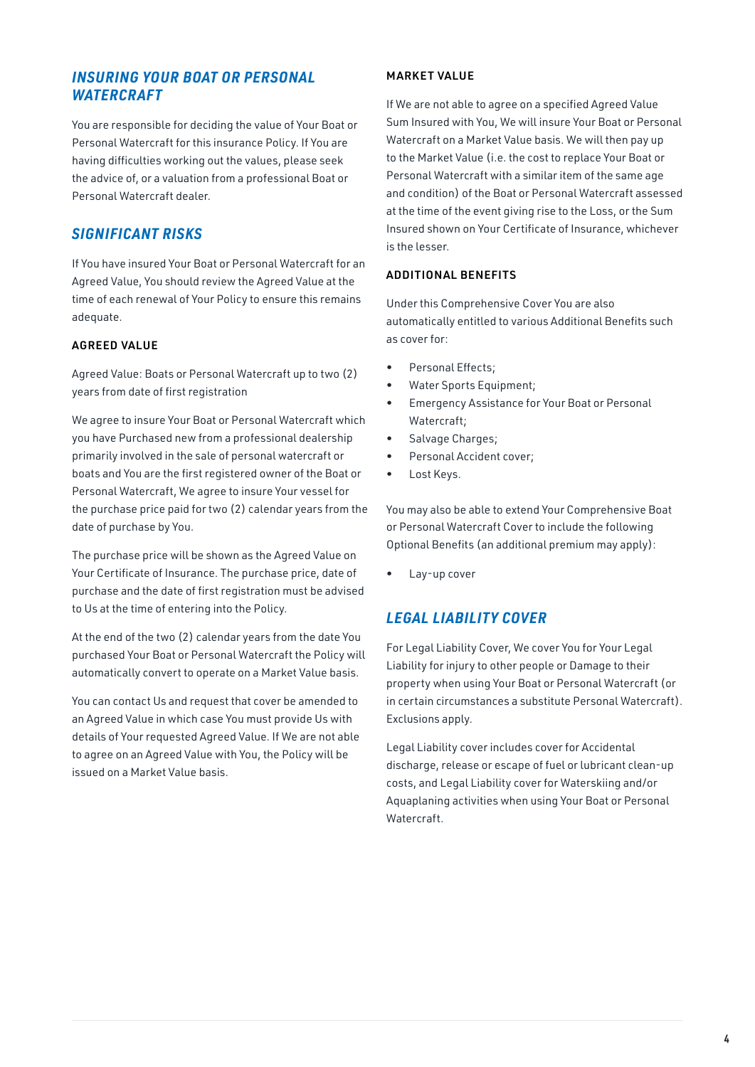## *INSURING YOUR BOAT OR PERSONAL WATERCRAFT*

You are responsible for deciding the value of Your Boat or Personal Watercraft for this insurance Policy. If You are having difficulties working out the values, please seek the advice of, or a valuation from a professional Boat or Personal Watercraft dealer.

## *SIGNIFICANT RISKS*

If You have insured Your Boat or Personal Watercraft for an Agreed Value, You should review the Agreed Value at the time of each renewal of Your Policy to ensure this remains adequate.

### AGREED VALUE

Agreed Value: Boats or Personal Watercraft up to two (2) years from date of first registration

We agree to insure Your Boat or Personal Watercraft which you have Purchased new from a professional dealership primarily involved in the sale of personal watercraft or boats and You are the first registered owner of the Boat or Personal Watercraft, We agree to insure Your vessel for the purchase price paid for two (2) calendar years from the date of purchase by You.

The purchase price will be shown as the Agreed Value on Your Certificate of Insurance. The purchase price, date of purchase and the date of first registration must be advised to Us at the time of entering into the Policy.

At the end of the two (2) calendar years from the date You purchased Your Boat or Personal Watercraft the Policy will automatically convert to operate on a Market Value basis.

You can contact Us and request that cover be amended to an Agreed Value in which case You must provide Us with details of Your requested Agreed Value. If We are not able to agree on an Agreed Value with You, the Policy will be issued on a Market Value basis.

### MARKET VALUE

If We are not able to agree on a specified Agreed Value Sum Insured with You, We will insure Your Boat or Personal Watercraft on a Market Value basis. We will then pay up to the Market Value (i.e. the cost to replace Your Boat or Personal Watercraft with a similar item of the same age and condition) of the Boat or Personal Watercraft assessed at the time of the event giving rise to the Loss, or the Sum Insured shown on Your Certificate of Insurance, whichever is the lesser.

### ADDITIONAL BENEFITS

Under this Comprehensive Cover You are also automatically entitled to various Additional Benefits such as cover for:

- Personal Effects;
- Water Sports Equipment;
- Emergency Assistance for Your Boat or Personal Watercraft;
- Salvage Charges;
- Personal Accident cover;
- Lost Keys.

You may also be able to extend Your Comprehensive Boat or Personal Watercraft Cover to include the following Optional Benefits (an additional premium may apply):

- Lay-up cover

## *LEGAL LIABILITY COVER*

For Legal Liability Cover, We cover You for Your Legal Liability for injury to other people or Damage to their property when using Your Boat or Personal Watercraft (or in certain circumstances a substitute Personal Watercraft). Exclusions apply.

Legal Liability cover includes cover for Accidental discharge, release or escape of fuel or lubricant clean-up costs, and Legal Liability cover for Waterskiing and/or Aquaplaning activities when using Your Boat or Personal Watercraft.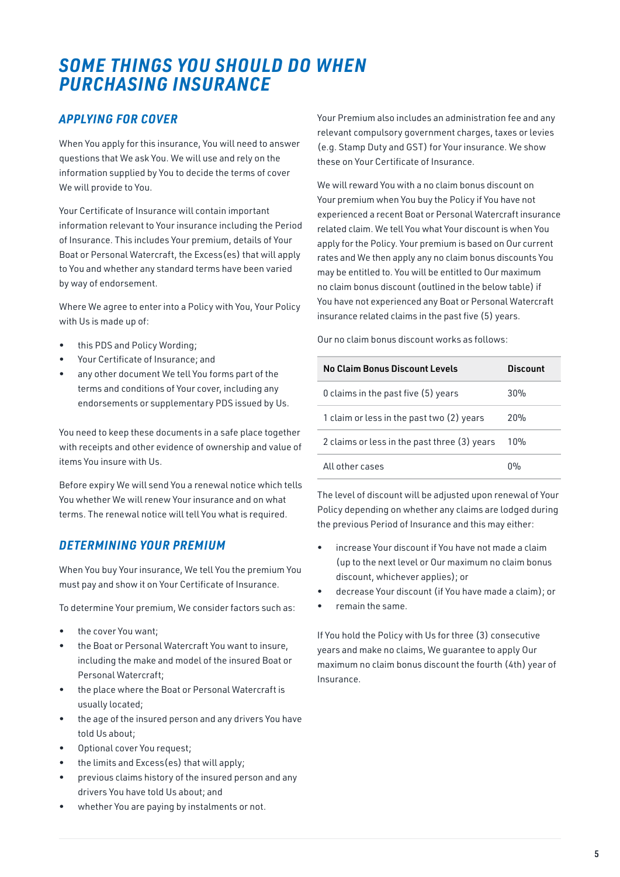# SOME THINGS YOU SHOULD DO WHEN PURCHASING INSURANCE

## APPLYING FOR COVER

When You apply for this insurance, You will need to answer questions that We ask You. We will use and rely on the information supplied by You to decide the terms of cover We will provide to You.

Your Certificate of Insurance will contain important information relevant to Your insurance including the Period of Insurance. This includes Your premium, details of Your Boat or Personal Watercraft, the Excess(es) that will apply to You and whether any standard terms have been varied by way of endorsement.

Where We agree to enter into a Policy with You, Your Policy with Us is made up of:

- this PDS and Policy Wording;
- Your Certificate of Insurance; and
- any other document We tell You forms part of the terms and conditions of Your cover, including any endorsements or supplementary PDS issued by Us.

You need to keep these documents in a safe place together with receipts and other evidence of ownership and value of items You insure with Us.

Before expiry We will send You a renewal notice which tells You whether We will renew Your insurance and on what terms. The renewal notice will tell You what is required.

## DETERMINING YOUR PREMIUM

When You buy Your insurance, We tell You the premium You must pay and show it on Your Certificate of Insurance.

To determine Your premium, We consider factors such as:

- the cover You want;
- the Boat or Personal Watercraft You want to insure, including the make and model of the insured Boat or Personal Watercraft;
- the place where the Boat or Personal Watercraft is usually located;
- the age of the insured person and any drivers You have told Us about;
- Optional cover You request;
- the limits and Excess(es) that will apply;
- previous claims history of the insured person and any drivers You have told Us about; and
- whether You are paying by instalments or not.

Your Premium also includes an administration fee and any relevant compulsory government charges, taxes or levies (e.g. Stamp Duty and GST) for Your insurance. We show these on Your Certificate of Insurance.

We will reward You with a no claim bonus discount on Your premium when You buy the Policy if You have not experienced a recent Boat or Personal Watercraft insurance related claim. We tell You what Your discount is when You apply for the Policy. Your premium is based on Our current rates and We then apply any no claim bonus discounts You may be entitled to. You will be entitled to Our maximum no claim bonus discount (outlined in the below table) if You have not experienced any Boat or Personal Watercraft insurance related claims in the past five (5) years.

Our no claim bonus discount works as follows:

| No Claim Bonus Discount Levels | Discount |
|---|---|
| 0 claims in the past five (5) years | 30% |
| 1 claim or less in the past two (2) years | 20% |
| 2 claims or less in the past three (3) years | 10% |
| All other cases | 0% |

The level of discount will be adjusted upon renewal of Your Policy depending on whether any claims are lodged during the previous Period of Insurance and this may either:

- increase Your discount if You have not made a claim (up to the next level or Our maximum no claim bonus discount, whichever applies); or
- decrease Your discount (if You have made a claim); or
- remain the same.

If You hold the Policy with Us for three (3) consecutive years and make no claims, We guarantee to apply Our maximum no claim bonus discount the fourth (4th) year of Insurance.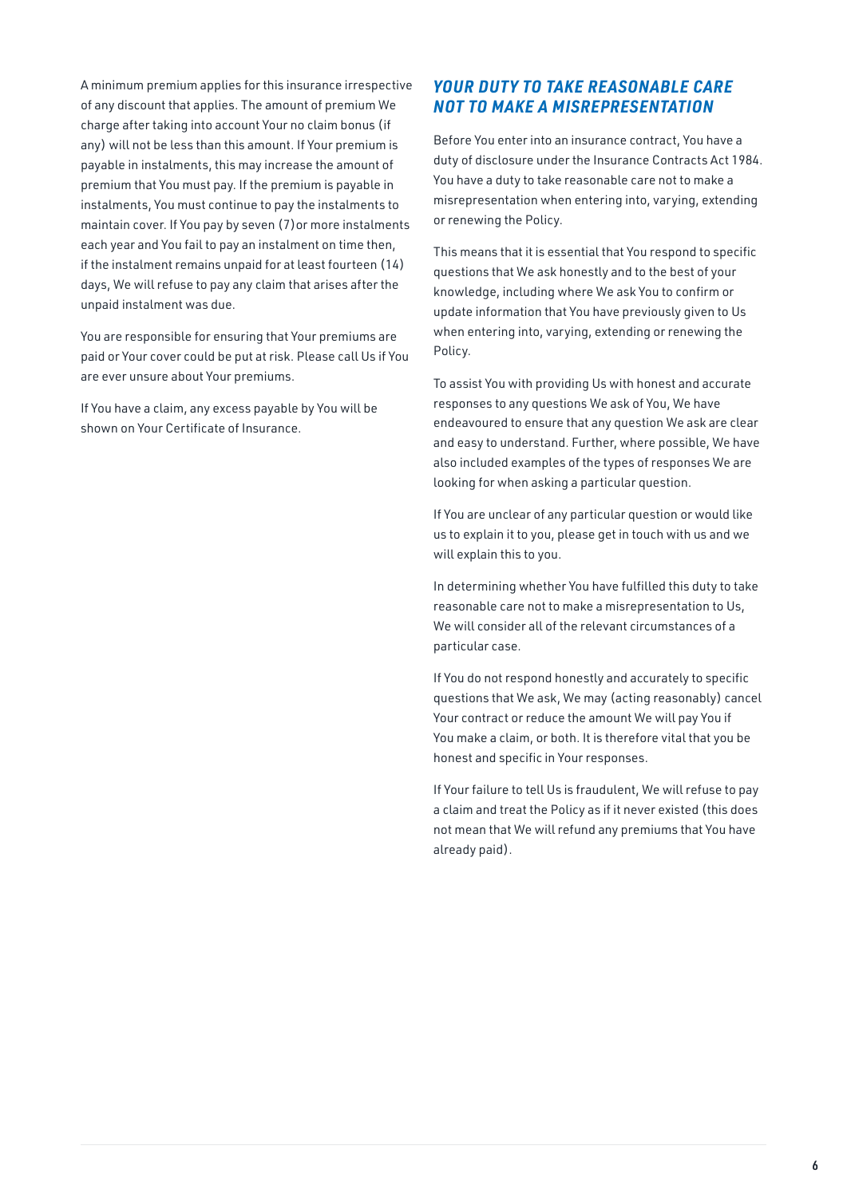A minimum premium applies for this insurance irrespective of any discount that applies. The amount of premium We charge after taking into account Your no claim bonus (if any) will not be less than this amount. If Your premium is payable in instalments, this may increase the amount of premium that You must pay. If the premium is payable in instalments, You must continue to pay the instalments to maintain cover. If You pay by seven (7) or more instalments each year and You fail to pay an instalment on time then, if the instalment remains unpaid for at least fourteen (14) days, We will refuse to pay any claim that arises after the unpaid instalment was due.

You are responsible for ensuring that Your premiums are paid or Your cover could be put at risk. Please call Us if You are ever unsure about Your premiums.

If You have a claim, any excess payable by You will be shown on Your Certificate of Insurance.

## *YOUR DUTY TO TAKE REASONABLE CARE NOT TO MAKE A MISREPRESENTATION*

Before You enter into an insurance contract, You have a duty of disclosure under the Insurance Contracts Act 1984. You have a duty to take reasonable care not to make a misrepresentation when entering into, varying, extending or renewing the Policy.

This means that it is essential that You respond to specific questions that We ask honestly and to the best of your knowledge, including where We ask You to confirm or update information that You have previously given to Us when entering into, varying, extending or renewing the Policy.

To assist You with providing Us with honest and accurate responses to any questions We ask of You, We have endeavoured to ensure that any question We ask are clear and easy to understand. Further, where possible, We have also included examples of the types of responses We are looking for when asking a particular question.

If You are unclear of any particular question or would like us to explain it to you, please get in touch with us and we will explain this to you.

In determining whether You have fulfilled this duty to take reasonable care not to make a misrepresentation to Us, We will consider all of the relevant circumstances of a particular case.

If You do not respond honestly and accurately to specific questions that We ask, We may (acting reasonably) cancel Your contract or reduce the amount We will pay You if You make a claim, or both. It is therefore vital that you be honest and specific in Your responses.

If Your failure to tell Us is fraudulent, We will refuse to pay a claim and treat the Policy as if it never existed (this does not mean that We will refund any premiums that You have already paid).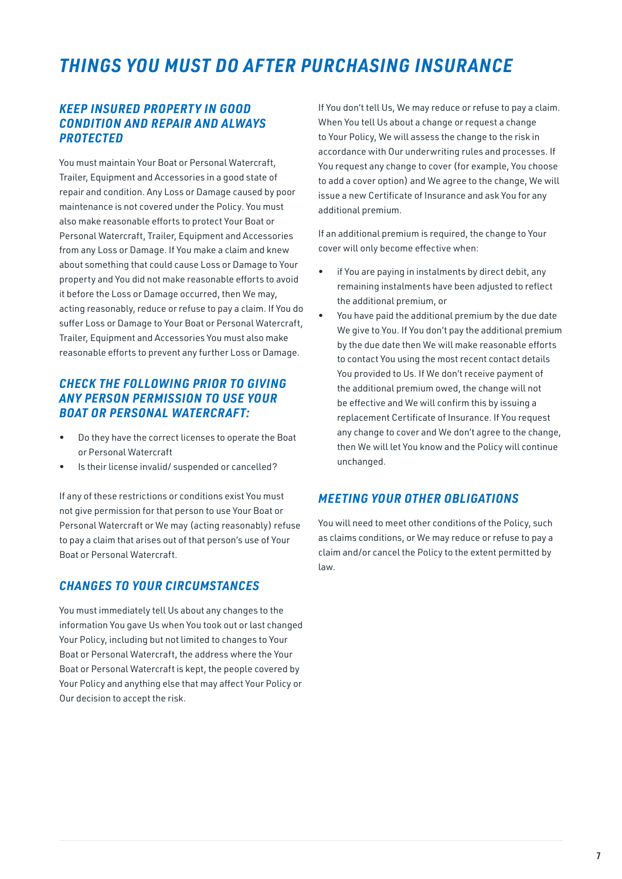# THINGS YOU MUST DO AFTER PURCHASING INSURANCE

## KEEP INSURED PROPERTY IN GOOD CONDITION AND REPAIR AND ALWAYS PROTECTED

You must maintain Your Boat or Personal Watercraft, Trailer, Equipment and Accessories in a good state of repair and condition. Any Loss or Damage caused by poor maintenance is not covered under the Policy. You must also make reasonable efforts to protect Your Boat or Personal Watercraft, Trailer, Equipment and Accessories from any Loss or Damage. If You make a claim and knew about something that could cause Loss or Damage to Your property and You did not make reasonable efforts to avoid it before the Loss or Damage occurred, then We may, acting reasonably, reduce or refuse to pay a claim. If You do suffer Loss or Damage to Your Boat or Personal Watercraft, Trailer, Equipment and Accessories You must also make reasonable efforts to prevent any further Loss or Damage.

## CHECK THE FOLLOWING PRIOR TO GIVING ANY PERSON PERMISSION TO USE YOUR BOAT OR PERSONAL WATERCRAFT:

- Do they have the correct licenses to operate the Boat or Personal Watercraft
- Is their license invalid/ suspended or cancelled?

If any of these restrictions or conditions exist You must not give permission for that person to use Your Boat or Personal Watercraft or We may (acting reasonably) refuse to pay a claim that arises out of that person's use of Your Boat or Personal Watercraft.

## CHANGES TO YOUR CIRCUMSTANCES

You must immediately tell Us about any changes to the information You gave Us when You took out or last changed Your Policy, including but not limited to changes to Your Boat or Personal Watercraft, the address where the Your Boat or Personal Watercraft is kept, the people covered by Your Policy and anything else that may affect Your Policy or Our decision to accept the risk.

If You don't tell Us, We may reduce or refuse to pay a claim. When You tell Us about a change or request a change to Your Policy, We will assess the change to the risk in accordance with Our underwriting rules and processes. If You request any change to cover (for example, You choose to add a cover option) and We agree to the change, We will issue a new Certificate of Insurance and ask You for any additional premium.

If an additional premium is required, the change to Your cover will only become effective when:

- if You are paying in instalments by direct debit, any remaining instalments have been adjusted to reflect the additional premium, or
- You have paid the additional premium by the due date We give to You. If You don't pay the additional premium by the due date then We will make reasonable efforts to contact You using the most recent contact details You provided to Us. If We don't receive payment of the additional premium owed, the change will not be effective and We will confirm this by issuing a replacement Certificate of Insurance. If You request any change to cover and We don't agree to the change, then We will let You know and the Policy will continue unchanged.

## MEETING YOUR OTHER OBLIGATIONS

You will need to meet other conditions of the Policy, such as claims conditions, or We may reduce or refuse to pay a claim and/or cancel the Policy to the extent permitted by law.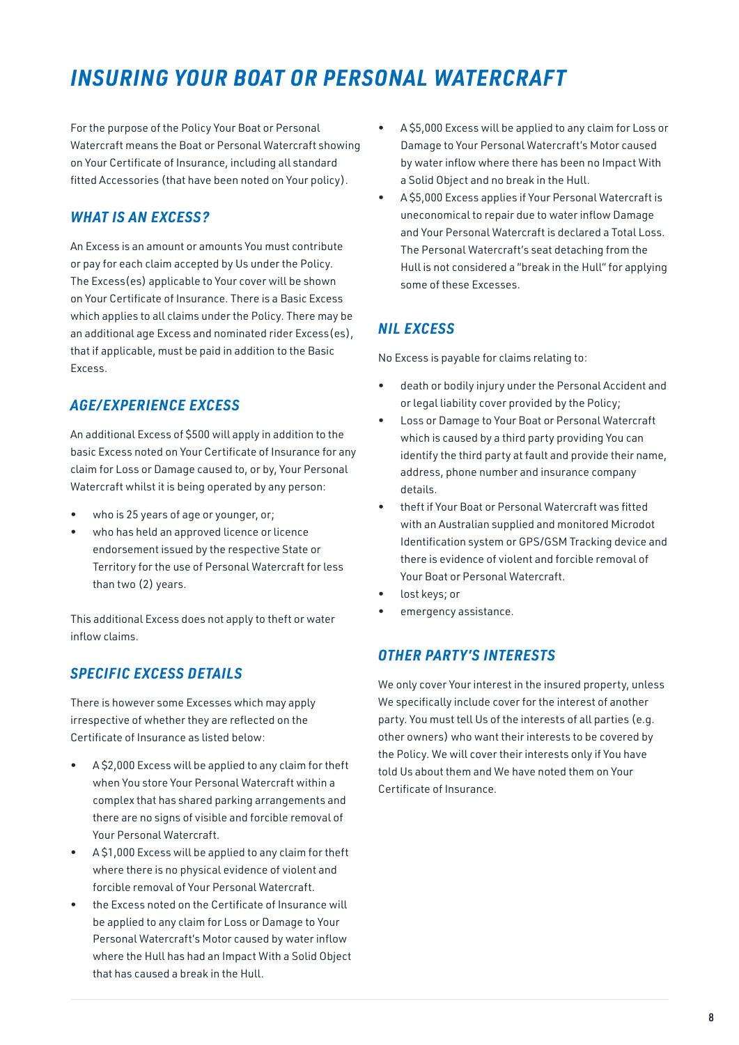# INSURING YOUR BOAT OR PERSONAL WATERCRAFT

For the purpose of the Policy Your Boat or Personal Watercraft means the Boat or Personal Watercraft showing on Your Certificate of Insurance, including all standard fitted Accessories (that have been noted on Your policy).

## WHAT IS AN EXCESS?

An Excess is an amount or amounts You must contribute or pay for each claim accepted by Us under the Policy. The Excess(es) applicable to Your cover will be shown on Your Certificate of Insurance. There is a Basic Excess which applies to all claims under the Policy. There may be an additional age Excess and nominated rider Excess(es), that if applicable, must be paid in addition to the Basic Excess.

## AGE/EXPERIENCE EXCESS

An additional Excess of $500 will apply in addition to the basic Excess noted on Your Certificate of Insurance for any claim for Loss or Damage caused to, or by, Your Personal Watercraft whilst it is being operated by any person:

- who is 25 years of age or younger, or;
- who has held an approved licence or licence endorsement issued by the respective State or Territory for the use of Personal Watercraft for less than two (2) years.

This additional Excess does not apply to theft or water inflow claims.

## SPECIFIC EXCESS DETAILS

There is however some Excesses which may apply irrespective of whether they are reflected on the Certificate of Insurance as listed below:

- A $2,000 Excess will be applied to any claim for theft when You store Your Personal Watercraft within a complex that has shared parking arrangements and there are no signs of visible and forcible removal of Your Personal Watercraft.
- A $1,000 Excess will be applied to any claim for theft where there is no physical evidence of violent and forcible removal of Your Personal Watercraft.
- the Excess noted on the Certificate of Insurance will be applied to any claim for Loss or Damage to Your Personal Watercraft's Motor caused by water inflow where the Hull has had an Impact With a Solid Object that has caused a break in the Hull.
- A $5,000 Excess will be applied to any claim for Loss or Damage to Your Personal Watercraft's Motor caused by water inflow where there has been no Impact With a Solid Object and no break in the Hull.
- A $5,000 Excess applies if Your Personal Watercraft is uneconomical to repair due to water inflow Damage and Your Personal Watercraft is declared a Total Loss. The Personal Watercraft's seat detaching from the Hull is not considered a "break in the Hull" for applying some of these Excesses.

## NIL EXCESS

No Excess is payable for claims relating to:

- death or bodily injury under the Personal Accident and or legal liability cover provided by the Policy;
- Loss or Damage to Your Boat or Personal Watercraft which is caused by a third party providing You can identify the third party at fault and provide their name, address, phone number and insurance company details.
- theft if Your Boat or Personal Watercraft was fitted with an Australian supplied and monitored Microdot Identification system or GPS/GSM Tracking device and there is evidence of violent and forcible removal of Your Boat or Personal Watercraft.
- lost keys; or
- emergency assistance.

## OTHER PARTY'S INTERESTS

We only cover Your interest in the insured property, unless We specifically include cover for the interest of another party. You must tell Us of the interests of all parties (e.g. other owners) who want their interests to be covered by the Policy. We will cover their interests only if You have told Us about them and We have noted them on Your Certificate of Insurance.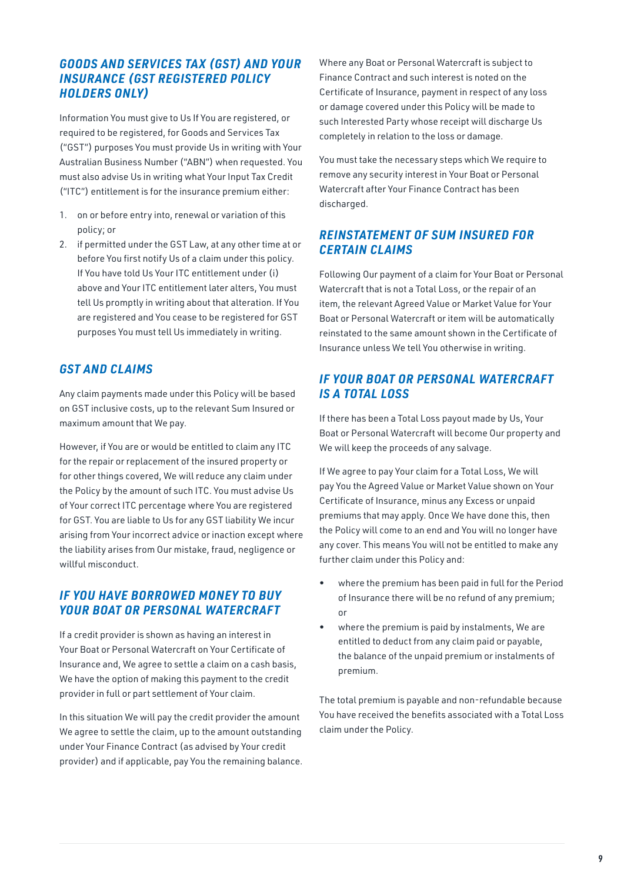## *GOODS AND SERVICES TAX (GST) AND YOUR INSURANCE (GST REGISTERED POLICY HOLDERS ONLY)*

Information You must give to Us If You are registered, or required to be registered, for Goods and Services Tax ("GST") purposes You must provide Us in writing with Your Australian Business Number ("ABN") when requested. You must also advise Us in writing what Your Input Tax Credit ("ITC") entitlement is for the insurance premium either:

1. on or before entry into, renewal or variation of this policy; or
2. if permitted under the GST Law, at any other time at or before You first notify Us of a claim under this policy. If You have told Us Your ITC entitlement under (i) above and Your ITC entitlement later alters, You must tell Us promptly in writing about that alteration. If You are registered and You cease to be registered for GST purposes You must tell Us immediately in writing.

## *GST AND CLAIMS*

Any claim payments made under this Policy will be based on GST inclusive costs, up to the relevant Sum Insured or maximum amount that We pay.

However, if You are or would be entitled to claim any ITC for the repair or replacement of the insured property or for other things covered, We will reduce any claim under the Policy by the amount of such ITC. You must advise Us of Your correct ITC percentage where You are registered for GST. You are liable to Us for any GST liability We incur arising from Your incorrect advice or inaction except where the liability arises from Our mistake, fraud, negligence or willful misconduct.

## *IF YOU HAVE BORROWED MONEY TO BUY YOUR BOAT OR PERSONAL WATERCRAFT*

If a credit provider is shown as having an interest in Your Boat or Personal Watercraft on Your Certificate of Insurance and, We agree to settle a claim on a cash basis, We have the option of making this payment to the credit provider in full or part settlement of Your claim.

In this situation We will pay the credit provider the amount We agree to settle the claim, up to the amount outstanding under Your Finance Contract (as advised by Your credit provider) and if applicable, pay You the remaining balance.

Where any Boat or Personal Watercraft is subject to Finance Contract and such interest is noted on the Certificate of Insurance, payment in respect of any loss or damage covered under this Policy will be made to such Interested Party whose receipt will discharge Us completely in relation to the loss or damage.

You must take the necessary steps which We require to remove any security interest in Your Boat or Personal Watercraft after Your Finance Contract has been discharged.

## *REINSTATEMENT OF SUM INSURED FOR CERTAIN CLAIMS*

Following Our payment of a claim for Your Boat or Personal Watercraft that is not a Total Loss, or the repair of an item, the relevant Agreed Value or Market Value for Your Boat or Personal Watercraft or item will be automatically reinstated to the same amount shown in the Certificate of Insurance unless We tell You otherwise in writing.

## *IF YOUR BOAT OR PERSONAL WATERCRAFT IS A TOTAL LOSS*

If there has been a Total Loss payout made by Us, Your Boat or Personal Watercraft will become Our property and We will keep the proceeds of any salvage.

If We agree to pay Your claim for a Total Loss, We will pay You the Agreed Value or Market Value shown on Your Certificate of Insurance, minus any Excess or unpaid premiums that may apply. Once We have done this, then the Policy will come to an end and You will no longer have any cover. This means You will not be entitled to make any further claim under this Policy and:

- where the premium has been paid in full for the Period of Insurance there will be no refund of any premium; or
- where the premium is paid by instalments, We are entitled to deduct from any claim paid or payable, the balance of the unpaid premium or instalments of premium.

The total premium is payable and non-refundable because You have received the benefits associated with a Total Loss claim under the Policy.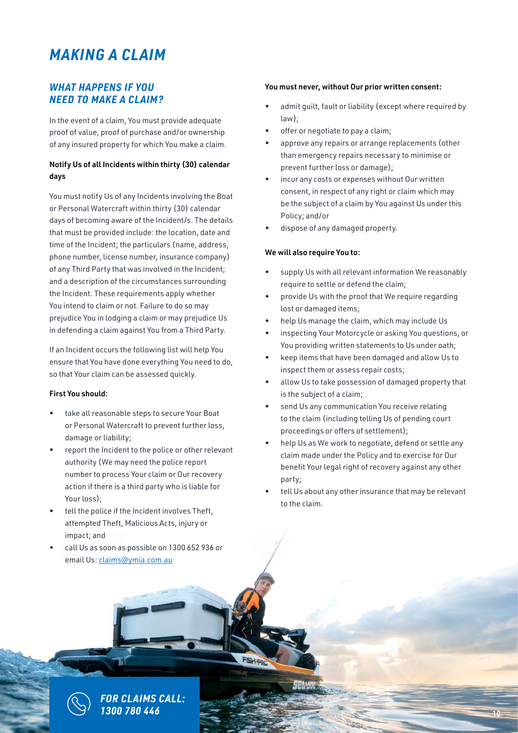# MAKING A CLAIM

## WHAT HAPPENS IF YOU NEED TO MAKE A CLAIM?

In the event of a claim, You must provide adequate proof of value, proof of purchase and/or ownership of any insured property for which You make a claim.

**Notify Us of all Incidents within thirty (30) calendar days**

You must notify Us of any Incidents involving the Boat or Personal Watercraft within thirty (30) calendar days of becoming aware of the Incident/s. The details that must be provided include: the location, date and time of the Incident; the particulars (name, address, phone number, license number, insurance company) of any Third Party that was involved in the Incident; and a description of the circumstances surrounding the Incident. These requirements apply whether You intend to claim or not. Failure to do so may prejudice You in lodging a claim or may prejudice Us in defending a claim against You from a Third Party.

If an Incident occurs the following list will help You ensure that You have done everything You need to do, so that Your claim can be assessed quickly.

**First You should:**

- take all reasonable steps to secure Your Boat or Personal Watercraft to prevent further loss, damage or liability;
- report the Incident to the police or other relevant authority (We may need the police report number to process Your claim or Our recovery action if there is a third party who is liable for Your loss);
- tell the police if the Incident involves Theft, attempted Theft, Malicious Acts, injury or impact; and
- call Us as soon as possible on 1300 652 936 or email Us: claims@ymia.com.au

**You must never, without Our prior written consent:**

- admit guilt, fault or liability (except where required by law);
- offer or negotiate to pay a claim;
- approve any repairs or arrange replacements (other than emergency repairs necessary to minimise or prevent further loss or damage);
- incur any costs or expenses without Our written consent, in respect of any right or claim which may be the subject of a claim by You against Us under this Policy; and/or
- dispose of any damaged property.

**We will also require You to:**

- supply Us with all relevant information We reasonably require to settle or defend the claim;
- provide Us with the proof that We require regarding lost or damaged items;
- help Us manage the claim, which may include Us
- inspecting Your Motorcycle or asking You questions, or You providing written statements to Us under oath;
- keep items that have been damaged and allow Us to inspect them or assess repair costs;
- allow Us to take possession of damaged property that is the subject of a claim;
- send Us any communication You receive relating to the claim (including telling Us of pending court proceedings or offers of settlement);
- help Us as We work to negotiate, defend or settle any claim made under the Policy and to exercise for Our benefit Your legal right of recovery against any other party;
- tell Us about any other insurance that may be relevant to the claim.

**FOR CLAIMS CALL: 1300 780 446**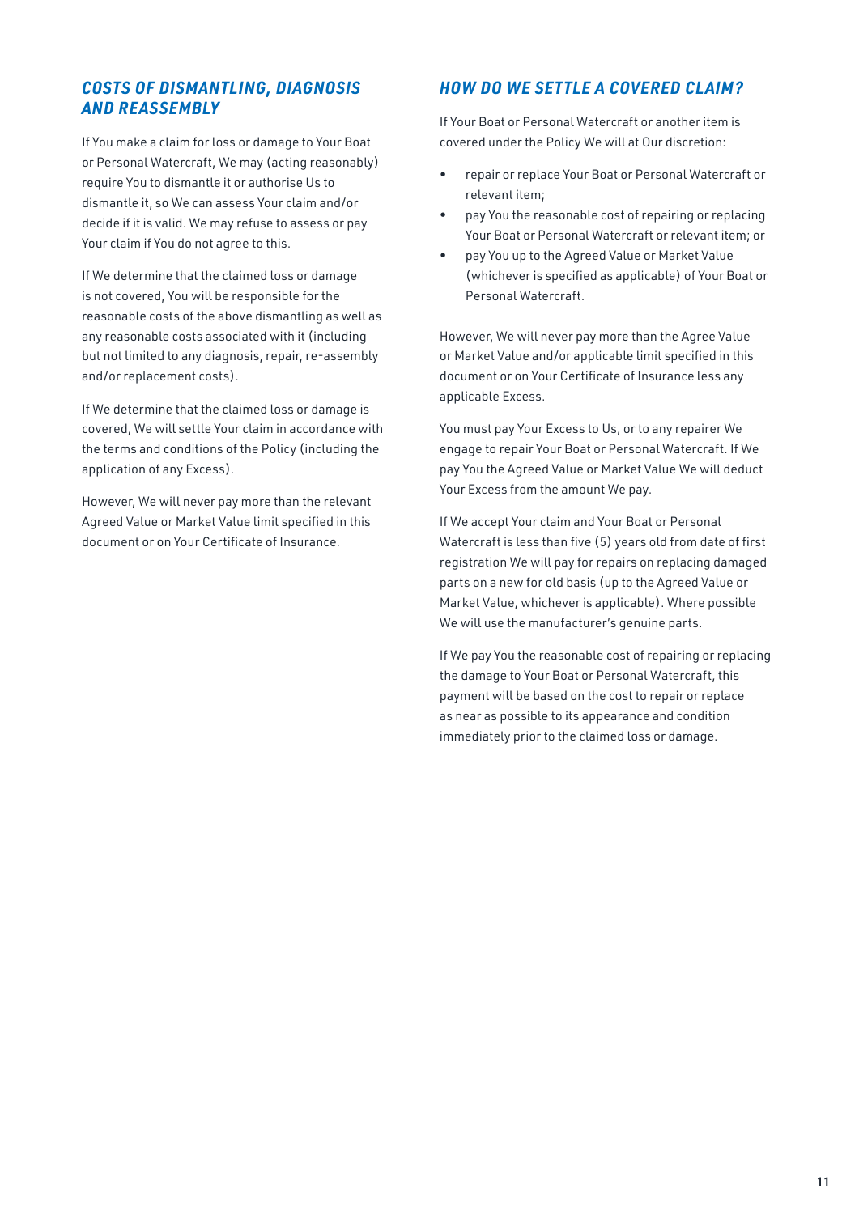## *COSTS OF DISMANTLING, DIAGNOSIS AND REASSEMBLY*

If You make a claim for loss or damage to Your Boat or Personal Watercraft, We may (acting reasonably) require You to dismantle it or authorise Us to dismantle it, so We can assess Your claim and/or decide if it is valid. We may refuse to assess or pay Your claim if You do not agree to this.

If We determine that the claimed loss or damage is not covered, You will be responsible for the reasonable costs of the above dismantling as well as any reasonable costs associated with it (including but not limited to any diagnosis, repair, re-assembly and/or replacement costs).

If We determine that the claimed loss or damage is covered, We will settle Your claim in accordance with the terms and conditions of the Policy (including the application of any Excess).

However, We will never pay more than the relevant Agreed Value or Market Value limit specified in this document or on Your Certificate of Insurance.

## *HOW DO WE SETTLE A COVERED CLAIM?*

If Your Boat or Personal Watercraft or another item is covered under the Policy We will at Our discretion:

- repair or replace Your Boat or Personal Watercraft or relevant item;
- pay You the reasonable cost of repairing or replacing Your Boat or Personal Watercraft or relevant item; or
- pay You up to the Agreed Value or Market Value (whichever is specified as applicable) of Your Boat or Personal Watercraft.

However, We will never pay more than the Agree Value or Market Value and/or applicable limit specified in this document or on Your Certificate of Insurance less any applicable Excess.

You must pay Your Excess to Us, or to any repairer We engage to repair Your Boat or Personal Watercraft. If We pay You the Agreed Value or Market Value We will deduct Your Excess from the amount We pay.

If We accept Your claim and Your Boat or Personal Watercraft is less than five (5) years old from date of first registration We will pay for repairs on replacing damaged parts on a new for old basis (up to the Agreed Value or Market Value, whichever is applicable). Where possible We will use the manufacturer's genuine parts.

If We pay You the reasonable cost of repairing or replacing the damage to Your Boat or Personal Watercraft, this payment will be based on the cost to repair or replace as near as possible to its appearance and condition immediately prior to the claimed loss or damage.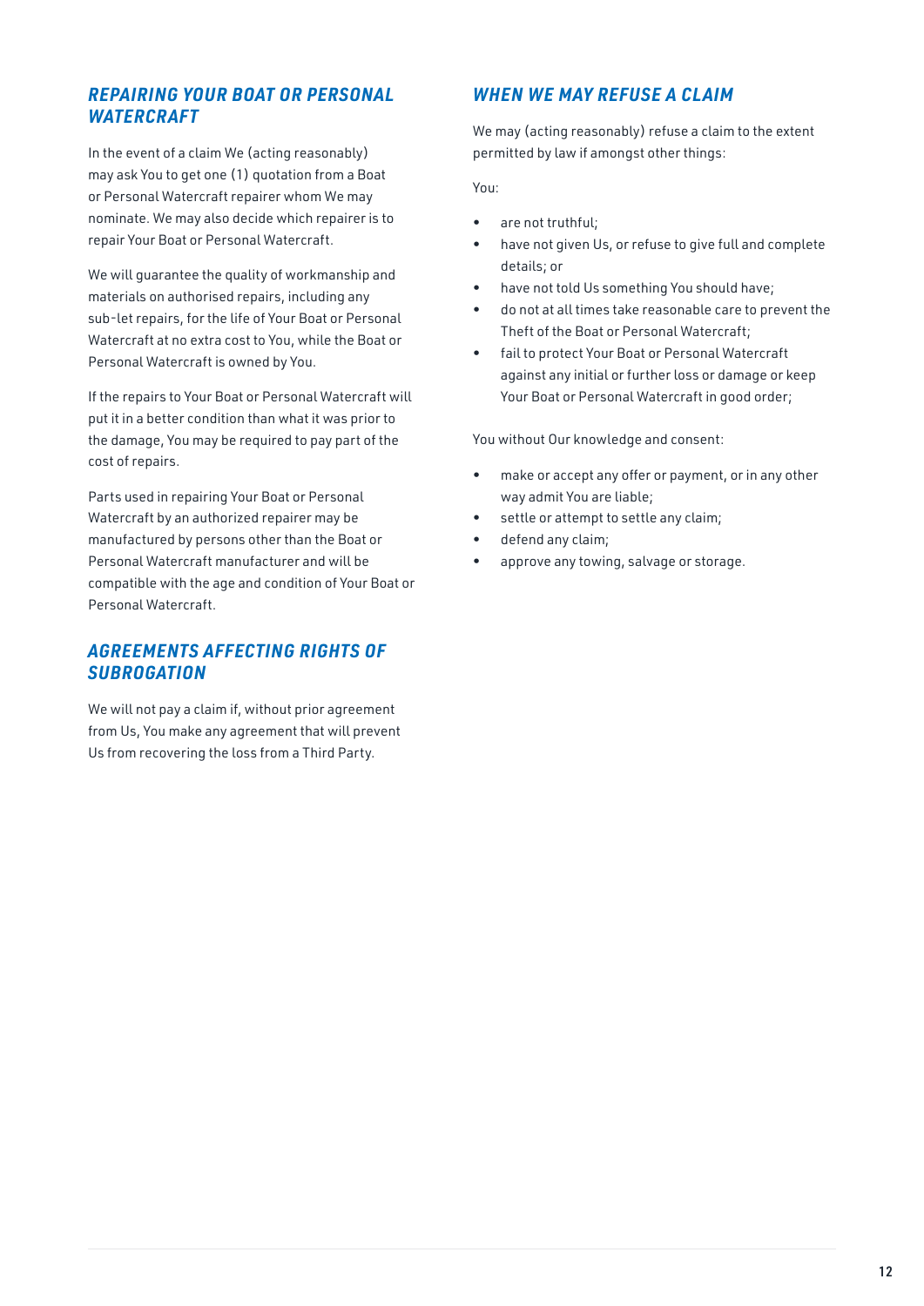## *REPAIRING YOUR BOAT OR PERSONAL WATERCRAFT*

In the event of a claim We (acting reasonably) may ask You to get one (1) quotation from a Boat or Personal Watercraft repairer whom We may nominate. We may also decide which repairer is to repair Your Boat or Personal Watercraft.

We will guarantee the quality of workmanship and materials on authorised repairs, including any sub-let repairs, for the life of Your Boat or Personal Watercraft at no extra cost to You, while the Boat or Personal Watercraft is owned by You.

If the repairs to Your Boat or Personal Watercraft will put it in a better condition than what it was prior to the damage, You may be required to pay part of the cost of repairs.

Parts used in repairing Your Boat or Personal Watercraft by an authorized repairer may be manufactured by persons other than the Boat or Personal Watercraft manufacturer and will be compatible with the age and condition of Your Boat or Personal Watercraft.

## *AGREEMENTS AFFECTING RIGHTS OF SUBROGATION*

We will not pay a claim if, without prior agreement from Us, You make any agreement that will prevent Us from recovering the loss from a Third Party.

## *WHEN WE MAY REFUSE A CLAIM*

We may (acting reasonably) refuse a claim to the extent permitted by law if amongst other things:

You:

- are not truthful;
- have not given Us, or refuse to give full and complete details; or
- have not told Us something You should have;
- do not at all times take reasonable care to prevent the Theft of the Boat or Personal Watercraft;
- fail to protect Your Boat or Personal Watercraft against any initial or further loss or damage or keep Your Boat or Personal Watercraft in good order;

You without Our knowledge and consent:

- make or accept any offer or payment, or in any other way admit You are liable;
- settle or attempt to settle any claim;
- defend any claim;
- approve any towing, salvage or storage.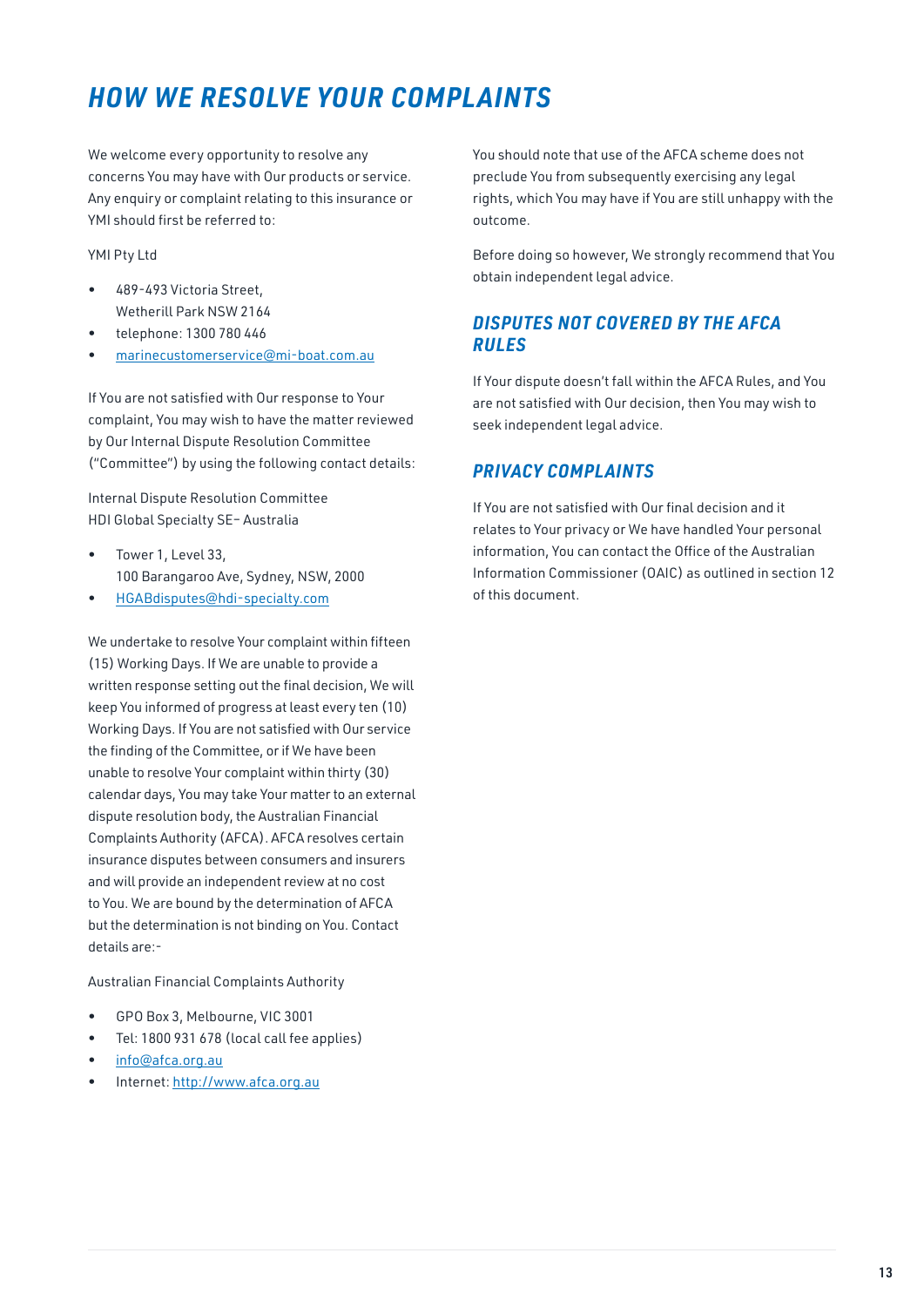# HOW WE RESOLVE YOUR COMPLAINTS

We welcome every opportunity to resolve any concerns You may have with Our products or service. Any enquiry or complaint relating to this insurance or YMI should first be referred to:

YMI Pty Ltd

- 489-493 Victoria Street, Wetherill Park NSW 2164
- telephone: 1300 780 446
- marinecustomerservice@mi-boat.com.au

If You are not satisfied with Our response to Your complaint, You may wish to have the matter reviewed by Our Internal Dispute Resolution Committee ("Committee") by using the following contact details:

Internal Dispute Resolution Committee
HDI Global Specialty SE– Australia

- Tower 1, Level 33, 100 Barangaroo Ave, Sydney, NSW, 2000
- HGABdisputes@hdi-specialty.com

We undertake to resolve Your complaint within fifteen (15) Working Days. If We are unable to provide a written response setting out the final decision, We will keep You informed of progress at least every ten (10) Working Days. If You are not satisfied with Our service the finding of the Committee, or if We have been unable to resolve Your complaint within thirty (30) calendar days, You may take Your matter to an external dispute resolution body, the Australian Financial Complaints Authority (AFCA). AFCA resolves certain insurance disputes between consumers and insurers and will provide an independent review at no cost to You. We are bound by the determination of AFCA but the determination is not binding on You. Contact details are:-

Australian Financial Complaints Authority

- GPO Box 3, Melbourne, VIC 3001
- Tel: 1800 931 678 (local call fee applies)
- info@afca.org.au
- Internet: http://www.afca.org.au

You should note that use of the AFCA scheme does not preclude You from subsequently exercising any legal rights, which You may have if You are still unhappy with the outcome.

Before doing so however, We strongly recommend that You obtain independent legal advice.

## DISPUTES NOT COVERED BY THE AFCA RULES

If Your dispute doesn't fall within the AFCA Rules, and You are not satisfied with Our decision, then You may wish to seek independent legal advice.

## PRIVACY COMPLAINTS

If You are not satisfied with Our final decision and it relates to Your privacy or We have handled Your personal information, You can contact the Office of the Australian Information Commissioner (OAIC) as outlined in section 12 of this document.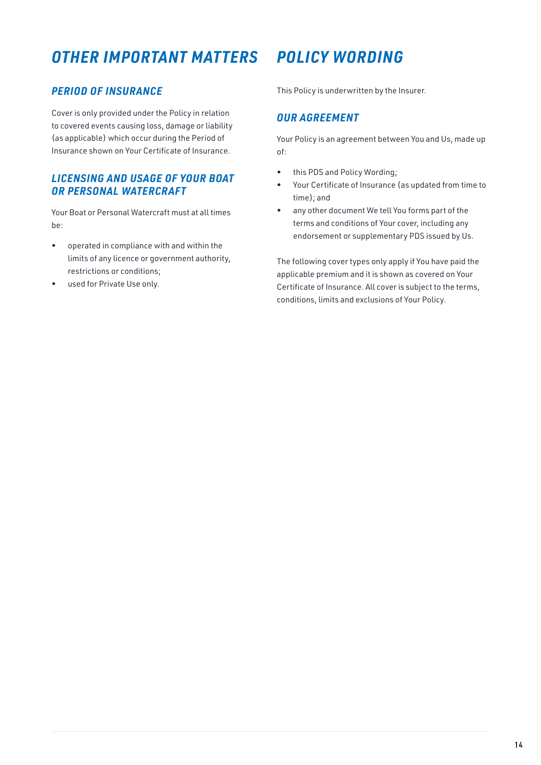# OTHER IMPORTANT MATTERS

## PERIOD OF INSURANCE

Cover is only provided under the Policy in relation to covered events causing loss, damage or liability (as applicable) which occur during the Period of Insurance shown on Your Certificate of Insurance.

## LICENSING AND USAGE OF YOUR BOAT OR PERSONAL WATERCRAFT

Your Boat or Personal Watercraft must at all times be:

- operated in compliance with and within the limits of any licence or government authority, restrictions or conditions;
- used for Private Use only.

# POLICY WORDING

This Policy is underwritten by the Insurer.

## OUR AGREEMENT

Your Policy is an agreement between You and Us, made up of:

- this PDS and Policy Wording;
- Your Certificate of Insurance (as updated from time to time); and
- any other document We tell You forms part of the terms and conditions of Your cover, including any endorsement or supplementary PDS issued by Us.

The following cover types only apply if You have paid the applicable premium and it is shown as covered on Your Certificate of Insurance. All cover is subject to the terms, conditions, limits and exclusions of Your Policy.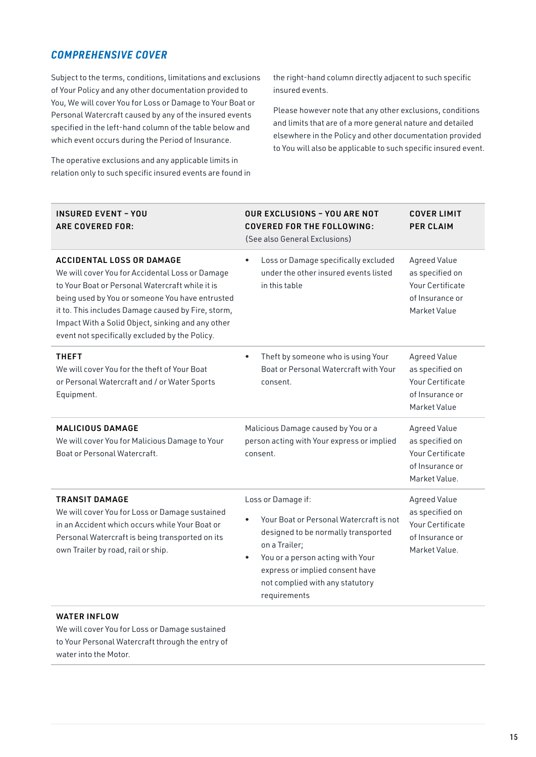## COMPREHENSIVE COVER

Subject to the terms, conditions, limitations and exclusions of Your Policy and any other documentation provided to You, We will cover You for Loss or Damage to Your Boat or Personal Watercraft caused by any of the insured events specified in the left-hand column of the table below and which event occurs during the Period of Insurance.

The operative exclusions and any applicable limits in relation only to such specific insured events are found in the right-hand column directly adjacent to such specific insured events.

Please however note that any other exclusions, conditions and limits that are of a more general nature and detailed elsewhere in the Policy and other documentation provided to You will also be applicable to such specific insured event.

| **INSURED EVENT – YOU ARE COVERED FOR:** | **OUR EXCLUSIONS – YOU ARE NOT COVERED FOR THE FOLLOWING:** (See also General Exclusions) | **COVER LIMIT PER CLAIM** |
|---|---|---|
| **ACCIDENTAL LOSS OR DAMAGE** We will cover You for Accidental Loss or Damage to Your Boat or Personal Watercraft while it is being used by You or someone You have entrusted it to. This includes Damage caused by Fire, storm, Impact With a Solid Object, sinking and any other event not specifically excluded by the Policy. | • Loss or Damage specifically excluded under the other insured events listed in this table | Agreed Value as specified on Your Certificate of Insurance or Market Value |
| **THEFT** We will cover You for the theft of Your Boat or Personal Watercraft and / or Water Sports Equipment. | • Theft by someone who is using Your Boat or Personal Watercraft with Your consent. | Agreed Value as specified on Your Certificate of Insurance or Market Value |
| **MALICIOUS DAMAGE** We will cover You for Malicious Damage to Your Boat or Personal Watercraft. | Malicious Damage caused by You or a person acting with Your express or implied consent. | Agreed Value as specified on Your Certificate of Insurance or Market Value. |
| **TRANSIT DAMAGE** We will cover You for Loss or Damage sustained in an Accident which occurs while Your Boat or Personal Watercraft is being transported on its own Trailer by road, rail or ship. | Loss or Damage if: • Your Boat or Personal Watercraft is not designed to be normally transported on a Trailer; • You or a person acting with Your express or implied consent have not complied with any statutory requirements | Agreed Value as specified on Your Certificate of Insurance or Market Value. |
| **WATER INFLOW** We will cover You for Loss or Damage sustained to Your Personal Watercraft through the entry of water into the Motor. | | |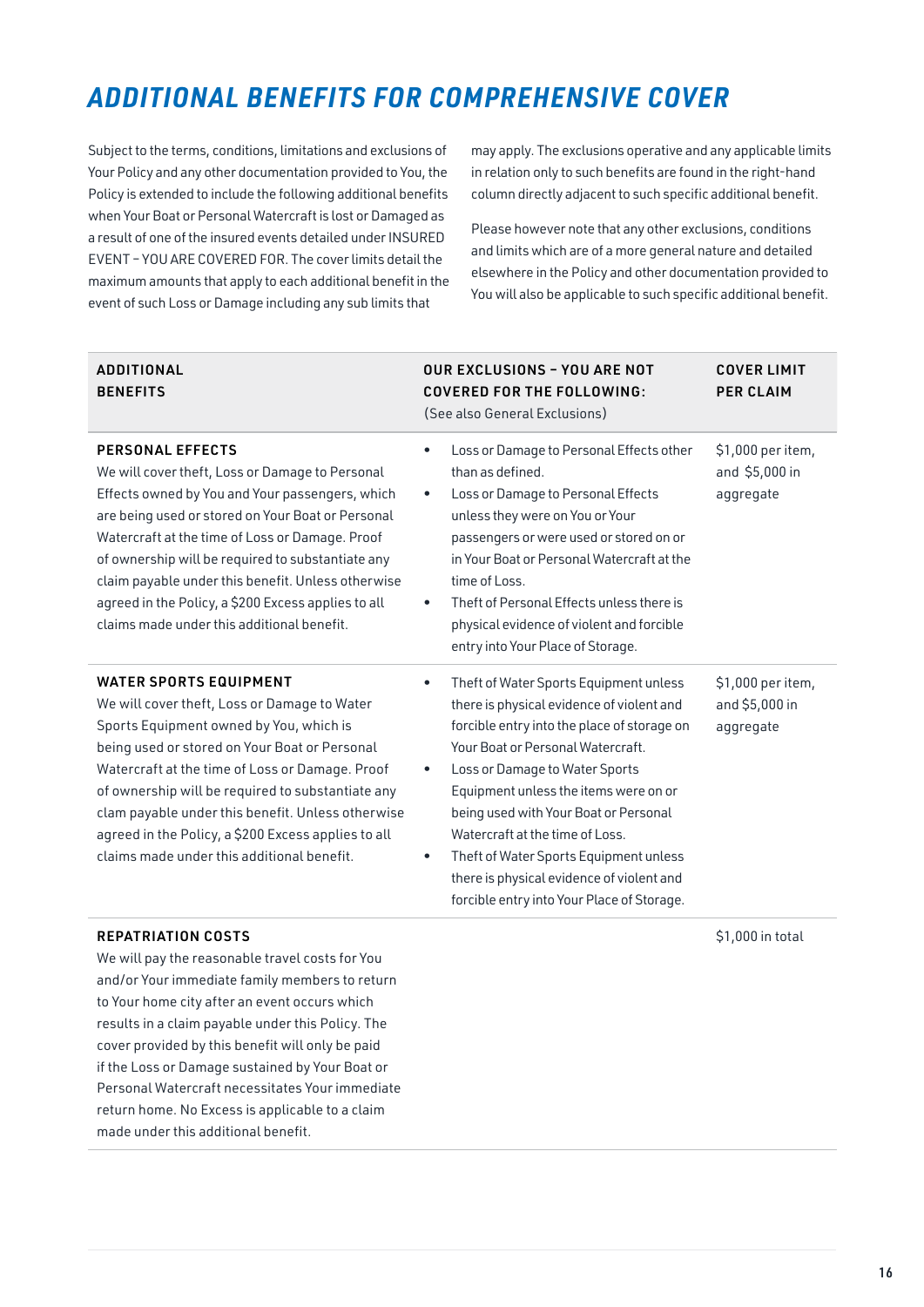# ADDITIONAL BENEFITS FOR COMPREHENSIVE COVER

Subject to the terms, conditions, limitations and exclusions of Your Policy and any other documentation provided to You, the Policy is extended to include the following additional benefits when Your Boat or Personal Watercraft is lost or Damaged as a result of one of the insured events detailed under INSURED EVENT – YOU ARE COVERED FOR. The cover limits detail the maximum amounts that apply to each additional benefit in the event of such Loss or Damage including any sub limits that may apply. The exclusions operative and any applicable limits in relation only to such benefits are found in the right-hand column directly adjacent to such specific additional benefit.

Please however note that any other exclusions, conditions and limits which are of a more general nature and detailed elsewhere in the Policy and other documentation provided to You will also be applicable to such specific additional benefit.

| ADDITIONAL BENEFITS | OUR EXCLUSIONS – YOU ARE NOT COVERED FOR THE FOLLOWING: (See also General Exclusions) | COVER LIMIT PER CLAIM |
|---|---|---|
| **PERSONAL EFFECTS**<br>We will cover theft, Loss or Damage to Personal Effects owned by You and Your passengers, which are being used or stored on Your Boat or Personal Watercraft at the time of Loss or Damage. Proof of ownership will be required to substantiate any claim payable under this benefit. Unless otherwise agreed in the Policy, a $200 Excess applies to all claims made under this additional benefit. | • Loss or Damage to Personal Effects other than as defined.<br>• Loss or Damage to Personal Effects unless they were on You or Your passengers or were used or stored on or in Your Boat or Personal Watercraft at the time of Loss.<br>• Theft of Personal Effects unless there is physical evidence of violent and forcible entry into Your Place of Storage. | $1,000 per item, and $5,000 in aggregate |
| **WATER SPORTS EQUIPMENT**<br>We will cover theft, Loss or Damage to Water Sports Equipment owned by You, which is being used or stored on Your Boat or Personal Watercraft at the time of Loss or Damage. Proof of ownership will be required to substantiate any clam payable under this benefit. Unless otherwise agreed in the Policy, a $200 Excess applies to all claims made under this additional benefit. | • Theft of Water Sports Equipment unless there is physical evidence of violent and forcible entry into the place of storage on Your Boat or Personal Watercraft.<br>• Loss or Damage to Water Sports Equipment unless the items were on or being used with Your Boat or Personal Watercraft at the time of Loss.<br>• Theft of Water Sports Equipment unless there is physical evidence of violent and forcible entry into Your Place of Storage. | $1,000 per item, and $5,000 in aggregate |
| **REPATRIATION COSTS**<br>We will pay the reasonable travel costs for You and/or Your immediate family members to return to Your home city after an event occurs which results in a claim payable under this Policy. The cover provided by this benefit will only be paid if the Loss or Damage sustained by Your Boat or Personal Watercraft necessitates Your immediate return home. No Excess is applicable to a claim made under this additional benefit. | | $1,000 in total |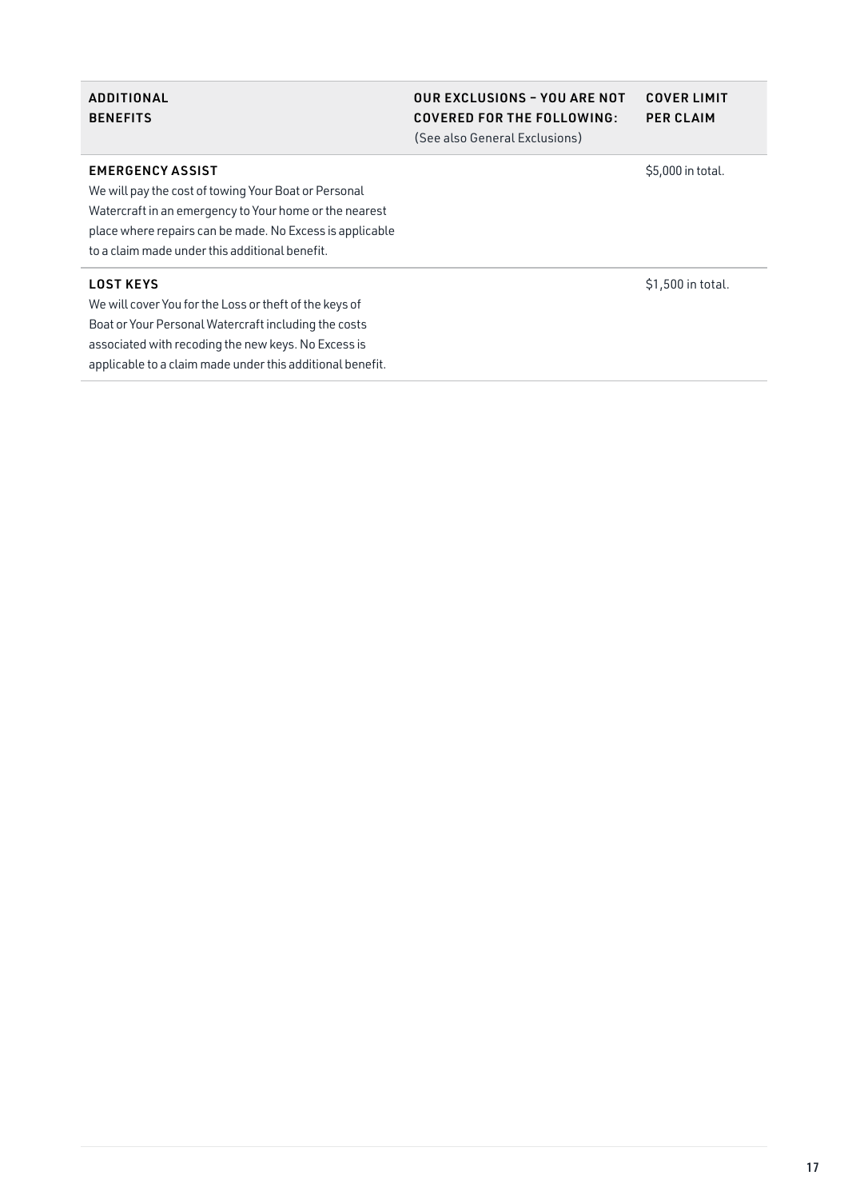| ADDITIONAL BENEFITS | OUR EXCLUSIONS – YOU ARE NOT COVERED FOR THE FOLLOWING: (See also General Exclusions) | COVER LIMIT PER CLAIM |
|---|---|---|
| **EMERGENCY ASSIST** We will pay the cost of towing Your Boat or Personal Watercraft in an emergency to Your home or the nearest place where repairs can be made. No Excess is applicable to a claim made under this additional benefit. | | $5,000 in total. |
| **LOST KEYS** We will cover You for the Loss or theft of the keys of Boat or Your Personal Watercraft including the costs associated with recoding the new keys. No Excess is applicable to a claim made under this additional benefit. | | $1,500 in total. |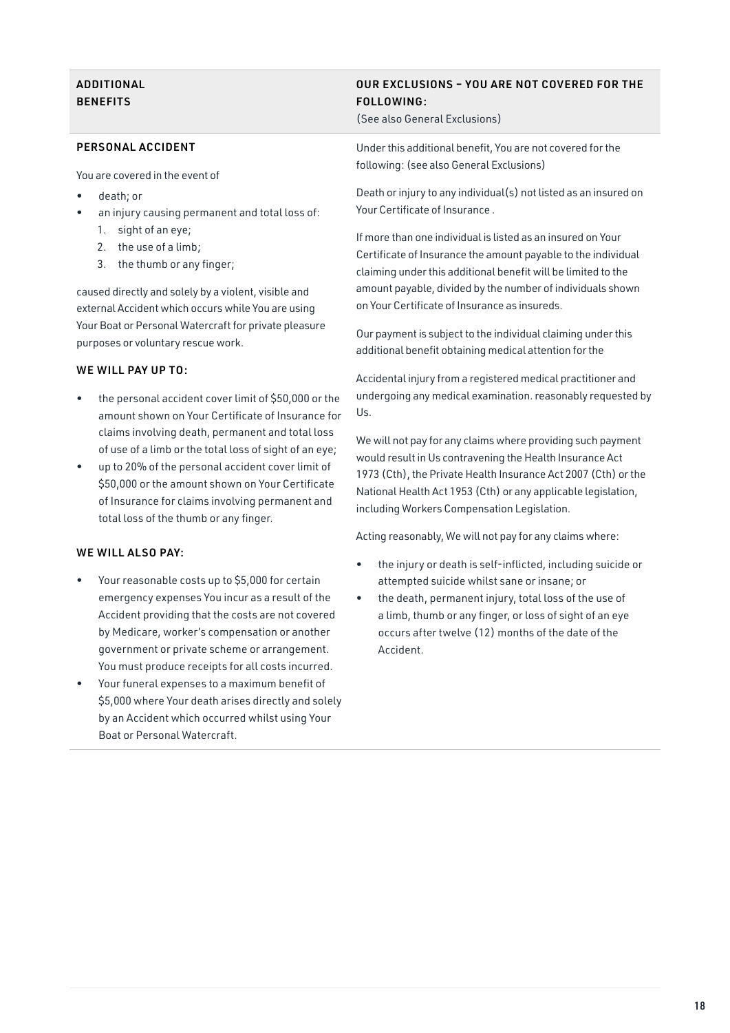| ADDITIONAL BENEFITS | OUR EXCLUSIONS – YOU ARE NOT COVERED FOR THE FOLLOWING: (See also General Exclusions) |
|---|---|

### PERSONAL ACCIDENT

You are covered in the event of

- death; or
- an injury causing permanent and total loss of:
  1. sight of an eye;
  2. the use of a limb;
  3. the thumb or any finger;

caused directly and solely by a violent, visible and external Accident which occurs while You are using Your Boat or Personal Watercraft for private pleasure purposes or voluntary rescue work.

#### WE WILL PAY UP TO:

- the personal accident cover limit of $50,000 or the amount shown on Your Certificate of Insurance for claims involving death, permanent and total loss of use of a limb or the total loss of sight of an eye;
- up to 20% of the personal accident cover limit of $50,000 or the amount shown on Your Certificate of Insurance for claims involving permanent and total loss of the thumb or any finger.

#### WE WILL ALSO PAY:

- Your reasonable costs up to $5,000 for certain emergency expenses You incur as a result of the Accident providing that the costs are not covered by Medicare, worker's compensation or another government or private scheme or arrangement. You must produce receipts for all costs incurred.
- Your funeral expenses to a maximum benefit of $5,000 where Your death arises directly and solely by an Accident which occurred whilst using Your Boat or Personal Watercraft.

Under this additional benefit, You are not covered for the following: (see also General Exclusions)

Death or injury to any individual(s) not listed as an insured on Your Certificate of Insurance .

If more than one individual is listed as an insured on Your Certificate of Insurance the amount payable to the individual claiming under this additional benefit will be limited to the amount payable, divided by the number of individuals shown on Your Certificate of Insurance as insureds.

Our payment is subject to the individual claiming under this additional benefit obtaining medical attention for the

Accidental injury from a registered medical practitioner and undergoing any medical examination. reasonably requested by Us.

We will not pay for any claims where providing such payment would result in Us contravening the Health Insurance Act 1973 (Cth), the Private Health Insurance Act 2007 (Cth) or the National Health Act 1953 (Cth) or any applicable legislation, including Workers Compensation Legislation.

Acting reasonably, We will not pay for any claims where:

- the injury or death is self-inflicted, including suicide or attempted suicide whilst sane or insane; or
- the death, permanent injury, total loss of the use of a limb, thumb or any finger, or loss of sight of an eye occurs after twelve (12) months of the date of the Accident.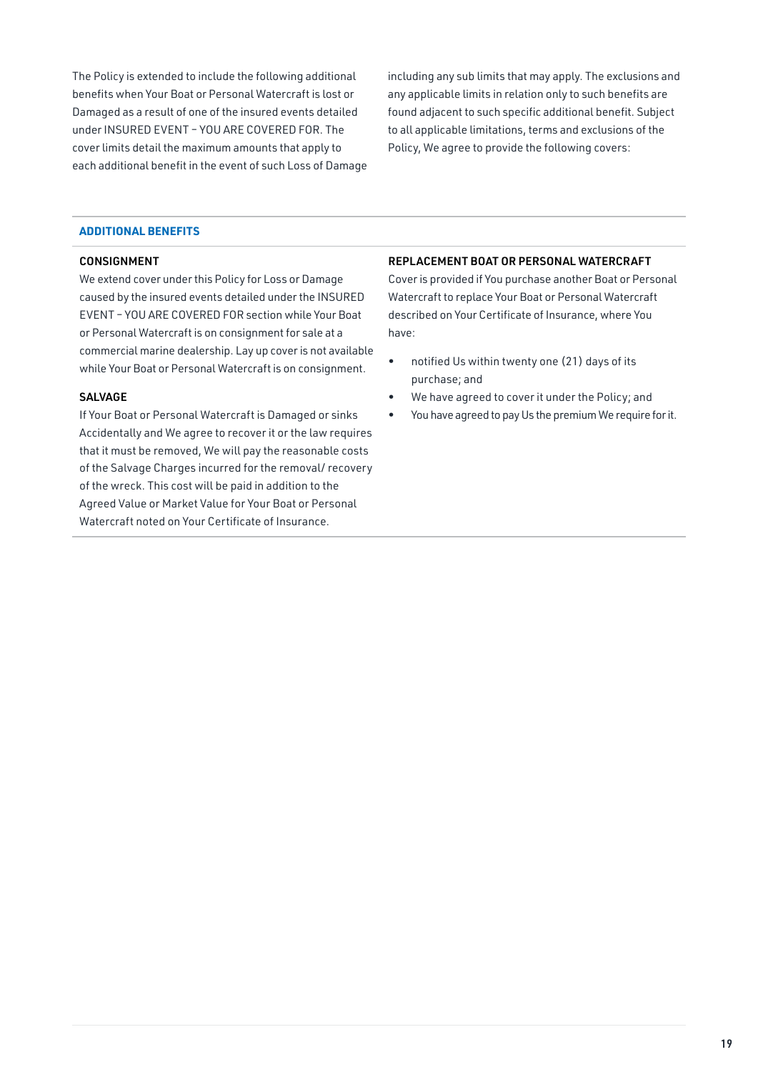The Policy is extended to include the following additional benefits when Your Boat or Personal Watercraft is lost or Damaged as a result of one of the insured events detailed under INSURED EVENT – YOU ARE COVERED FOR. The cover limits detail the maximum amounts that apply to each additional benefit in the event of such Loss of Damage including any sub limits that may apply. The exclusions and any applicable limits in relation only to such benefits are found adjacent to such specific additional benefit. Subject to all applicable limitations, terms and exclusions of the Policy, We agree to provide the following covers:

## ADDITIONAL BENEFITS

### CONSIGNMENT

We extend cover under this Policy for Loss or Damage caused by the insured events detailed under the INSURED EVENT – YOU ARE COVERED FOR section while Your Boat or Personal Watercraft is on consignment for sale at a commercial marine dealership. Lay up cover is not available while Your Boat or Personal Watercraft is on consignment.

### SALVAGE

If Your Boat or Personal Watercraft is Damaged or sinks Accidentally and We agree to recover it or the law requires that it must be removed, We will pay the reasonable costs of the Salvage Charges incurred for the removal/ recovery of the wreck. This cost will be paid in addition to the Agreed Value or Market Value for Your Boat or Personal Watercraft noted on Your Certificate of Insurance.

### REPLACEMENT BOAT OR PERSONAL WATERCRAFT

Cover is provided if You purchase another Boat or Personal Watercraft to replace Your Boat or Personal Watercraft described on Your Certificate of Insurance, where You have:

- notified Us within twenty one (21) days of its purchase; and
- We have agreed to cover it under the Policy; and
- You have agreed to pay Us the premium We require for it.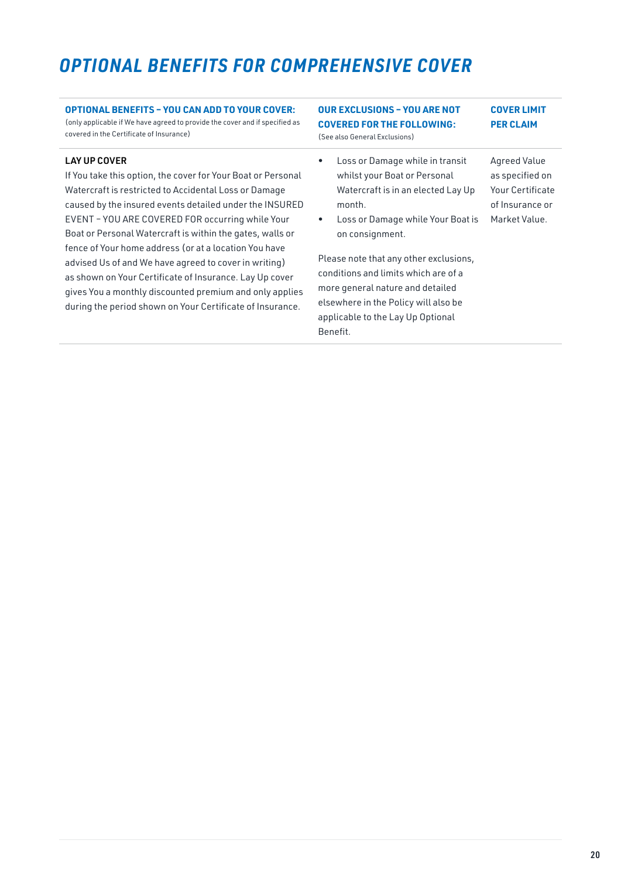# OPTIONAL BENEFITS FOR COMPREHENSIVE COVER

| **OPTIONAL BENEFITS – YOU CAN ADD TO YOUR COVER:** (only applicable if We have agreed to provide the cover and if specified as covered in the Certificate of Insurance) | **OUR EXCLUSIONS – YOU ARE NOT COVERED FOR THE FOLLOWING:** (See also General Exclusions) | **COVER LIMIT PER CLAIM** |
|---|---|---|
| **LAY UP COVER**<br>If You take this option, the cover for Your Boat or Personal Watercraft is restricted to Accidental Loss or Damage caused by the insured events detailed under the INSURED EVENT – YOU ARE COVERED FOR occurring while Your Boat or Personal Watercraft is within the gates, walls or fence of Your home address (or at a location You have advised Us of and We have agreed to cover in writing) as shown on Your Certificate of Insurance. Lay Up cover gives You a monthly discounted premium and only applies during the period shown on Your Certificate of Insurance. | • Loss or Damage while in transit whilst your Boat or Personal Watercraft is in an elected Lay Up month.<br>• Loss or Damage while Your Boat is on consignment.<br><br>Please note that any other exclusions, conditions and limits which are of a more general nature and detailed elsewhere in the Policy will also be applicable to the Lay Up Optional Benefit. | Agreed Value as specified on Your Certificate of Insurance or Market Value. |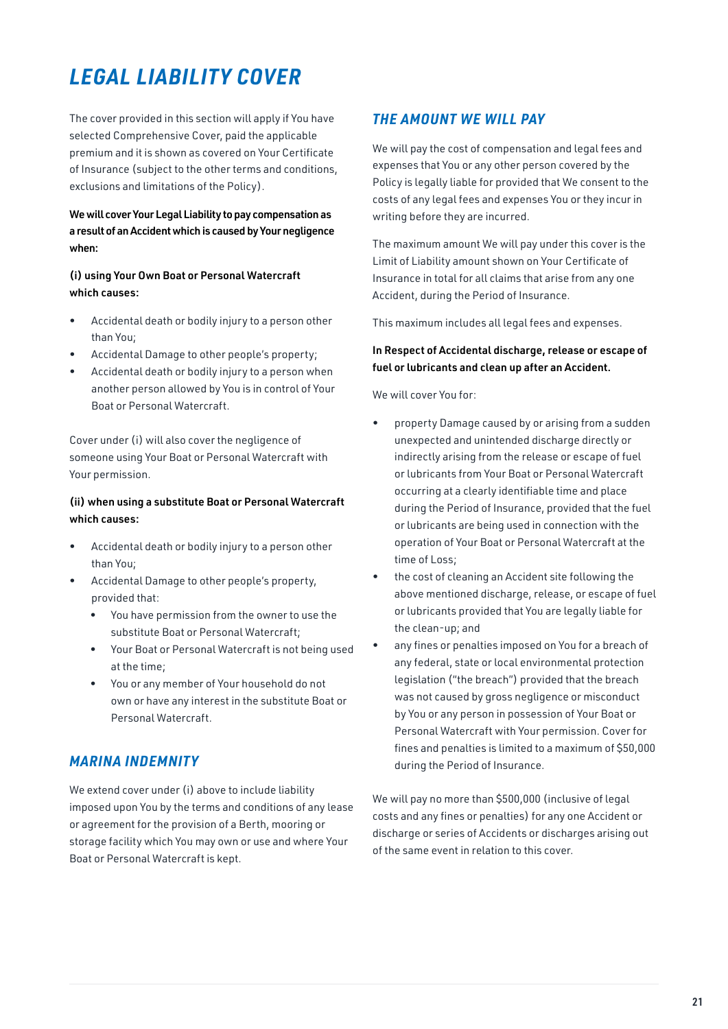# LEGAL LIABILITY COVER

The cover provided in this section will apply if You have selected Comprehensive Cover, paid the applicable premium and it is shown as covered on Your Certificate of Insurance (subject to the other terms and conditions, exclusions and limitations of the Policy).

**We will cover Your Legal Liability to pay compensation as a result of an Accident which is caused by Your negligence when:**

**(i) using Your Own Boat or Personal Watercraft which causes:**

- Accidental death or bodily injury to a person other than You;
- Accidental Damage to other people's property;
- Accidental death or bodily injury to a person when another person allowed by You is in control of Your Boat or Personal Watercraft.

Cover under (i) will also cover the negligence of someone using Your Boat or Personal Watercraft with Your permission.

**(ii) when using a substitute Boat or Personal Watercraft which causes:**

- Accidental death or bodily injury to a person other than You;
- Accidental Damage to other people's property, provided that:
  - You have permission from the owner to use the substitute Boat or Personal Watercraft;
  - Your Boat or Personal Watercraft is not being used at the time;
  - You or any member of Your household do not own or have any interest in the substitute Boat or Personal Watercraft.

## *MARINA INDEMNITY*

We extend cover under (i) above to include liability imposed upon You by the terms and conditions of any lease or agreement for the provision of a Berth, mooring or storage facility which You may own or use and where Your Boat or Personal Watercraft is kept.

## *THE AMOUNT WE WILL PAY*

We will pay the cost of compensation and legal fees and expenses that You or any other person covered by the Policy is legally liable for provided that We consent to the costs of any legal fees and expenses You or they incur in writing before they are incurred.

The maximum amount We will pay under this cover is the Limit of Liability amount shown on Your Certificate of Insurance in total for all claims that arise from any one Accident, during the Period of Insurance.

This maximum includes all legal fees and expenses.

**In Respect of Accidental discharge, release or escape of fuel or lubricants and clean up after an Accident.**

We will cover You for:

- property Damage caused by or arising from a sudden unexpected and unintended discharge directly or indirectly arising from the release or escape of fuel or lubricants from Your Boat or Personal Watercraft occurring at a clearly identifiable time and place during the Period of Insurance, provided that the fuel or lubricants are being used in connection with the operation of Your Boat or Personal Watercraft at the time of Loss;
- the cost of cleaning an Accident site following the above mentioned discharge, release, or escape of fuel or lubricants provided that You are legally liable for the clean-up; and
- any fines or penalties imposed on You for a breach of any federal, state or local environmental protection legislation ("the breach") provided that the breach was not caused by gross negligence or misconduct by You or any person in possession of Your Boat or Personal Watercraft with Your permission. Cover for fines and penalties is limited to a maximum of $50,000 during the Period of Insurance.

We will pay no more than $500,000 (inclusive of legal costs and any fines or penalties) for any one Accident or discharge or series of Accidents or discharges arising out of the same event in relation to this cover.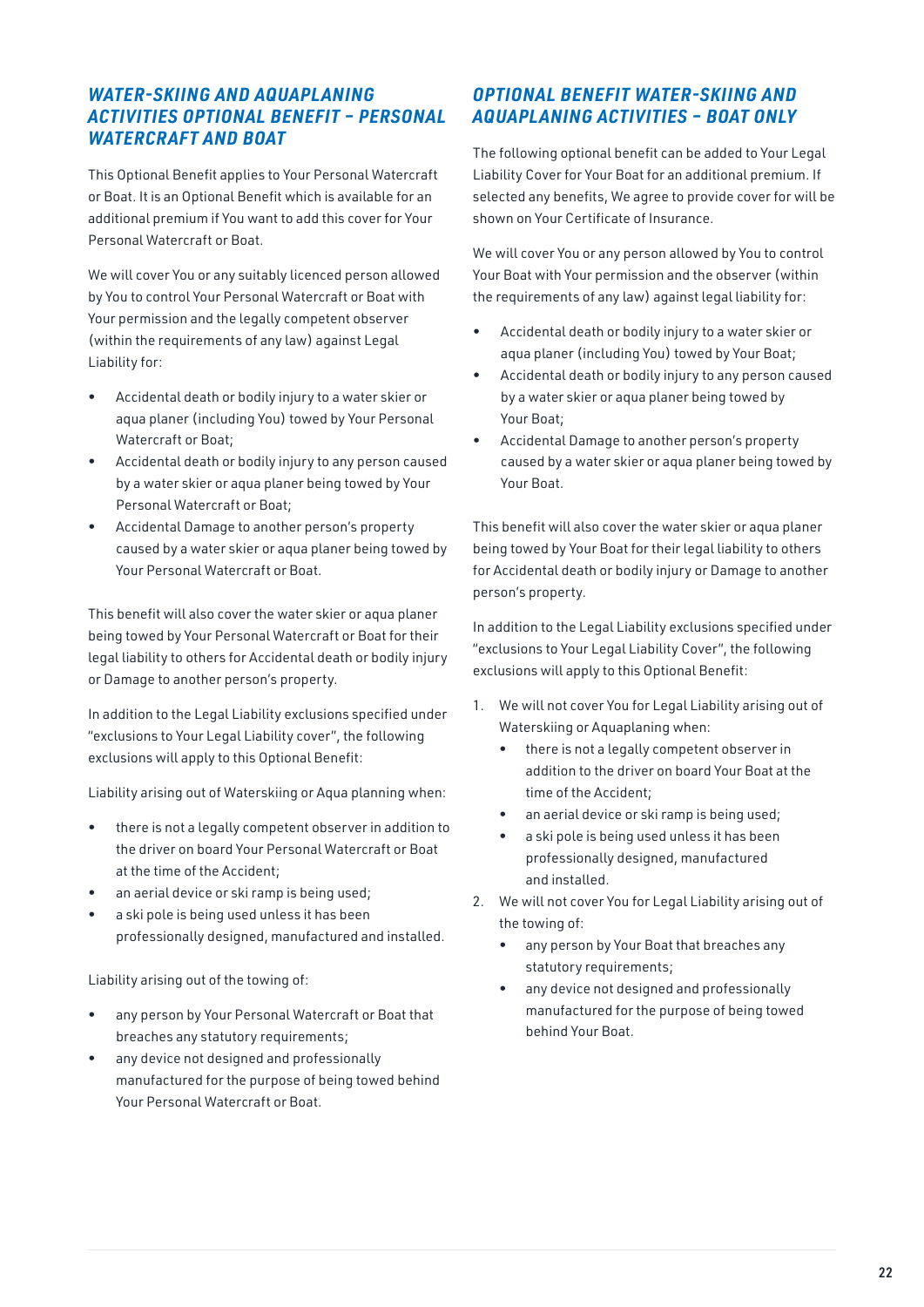## *WATER-SKIING AND AQUAPLANING ACTIVITIES OPTIONAL BENEFIT – PERSONAL WATERCRAFT AND BOAT*

This Optional Benefit applies to Your Personal Watercraft or Boat. It is an Optional Benefit which is available for an additional premium if You want to add this cover for Your Personal Watercraft or Boat.

We will cover You or any suitably licenced person allowed by You to control Your Personal Watercraft or Boat with Your permission and the legally competent observer (within the requirements of any law) against Legal Liability for:

- Accidental death or bodily injury to a water skier or aqua planer (including You) towed by Your Personal Watercraft or Boat;
- Accidental death or bodily injury to any person caused by a water skier or aqua planer being towed by Your Personal Watercraft or Boat;
- Accidental Damage to another person's property caused by a water skier or aqua planer being towed by Your Personal Watercraft or Boat.

This benefit will also cover the water skier or aqua planer being towed by Your Personal Watercraft or Boat for their legal liability to others for Accidental death or bodily injury or Damage to another person's property.

In addition to the Legal Liability exclusions specified under "exclusions to Your Legal Liability cover", the following exclusions will apply to this Optional Benefit:

Liability arising out of Waterskiing or Aqua planning when:

- there is not a legally competent observer in addition to the driver on board Your Personal Watercraft or Boat at the time of the Accident;
- an aerial device or ski ramp is being used;
- a ski pole is being used unless it has been professionally designed, manufactured and installed.

Liability arising out of the towing of:

- any person by Your Personal Watercraft or Boat that breaches any statutory requirements;
- any device not designed and professionally manufactured for the purpose of being towed behind Your Personal Watercraft or Boat.

## *OPTIONAL BENEFIT WATER-SKIING AND AQUAPLANING ACTIVITIES – BOAT ONLY*

The following optional benefit can be added to Your Legal Liability Cover for Your Boat for an additional premium. If selected any benefits, We agree to provide cover for will be shown on Your Certificate of Insurance.

We will cover You or any person allowed by You to control Your Boat with Your permission and the observer (within the requirements of any law) against legal liability for:

- Accidental death or bodily injury to a water skier or aqua planer (including You) towed by Your Boat;
- Accidental death or bodily injury to any person caused by a water skier or aqua planer being towed by Your Boat;
- Accidental Damage to another person's property caused by a water skier or aqua planer being towed by Your Boat.

This benefit will also cover the water skier or aqua planer being towed by Your Boat for their legal liability to others for Accidental death or bodily injury or Damage to another person's property.

In addition to the Legal Liability exclusions specified under "exclusions to Your Legal Liability Cover", the following exclusions will apply to this Optional Benefit:

1. We will not cover You for Legal Liability arising out of Waterskiing or Aquaplaning when:
   - there is not a legally competent observer in addition to the driver on board Your Boat at the time of the Accident;
   - an aerial device or ski ramp is being used;
   - a ski pole is being used unless it has been professionally designed, manufactured and installed.
2. We will not cover You for Legal Liability arising out of the towing of:
   - any person by Your Boat that breaches any statutory requirements;
   - any device not designed and professionally manufactured for the purpose of being towed behind Your Boat.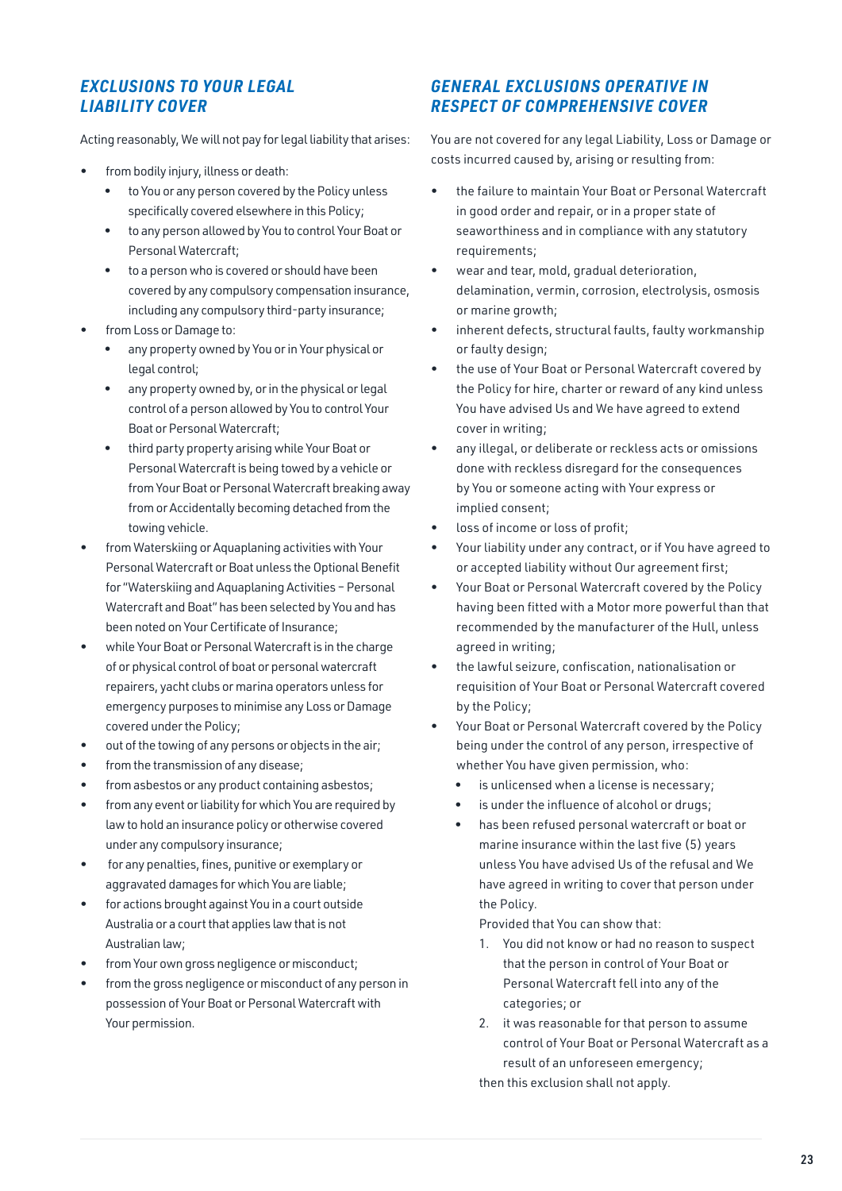## *EXCLUSIONS TO YOUR LEGAL LIABILITY COVER*

Acting reasonably, We will not pay for legal liability that arises:

- from bodily injury, illness or death:
  - to You or any person covered by the Policy unless specifically covered elsewhere in this Policy;
  - to any person allowed by You to control Your Boat or Personal Watercraft;
  - to a person who is covered or should have been covered by any compulsory compensation insurance, including any compulsory third-party insurance;
- from Loss or Damage to:
  - any property owned by You or in Your physical or legal control;
  - any property owned by, or in the physical or legal control of a person allowed by You to control Your Boat or Personal Watercraft;
  - third party property arising while Your Boat or Personal Watercraft is being towed by a vehicle or from Your Boat or Personal Watercraft breaking away from or Accidentally becoming detached from the towing vehicle.
- from Waterskiing or Aquaplaning activities with Your Personal Watercraft or Boat unless the Optional Benefit for "Waterskiing and Aquaplaning Activities – Personal Watercraft and Boat" has been selected by You and has been noted on Your Certificate of Insurance;
- while Your Boat or Personal Watercraft is in the charge of or physical control of boat or personal watercraft repairers, yacht clubs or marina operators unless for emergency purposes to minimise any Loss or Damage covered under the Policy;
- out of the towing of any persons or objects in the air;
- from the transmission of any disease;
- from asbestos or any product containing asbestos;
- from any event or liability for which You are required by law to hold an insurance policy or otherwise covered under any compulsory insurance;
- for any penalties, fines, punitive or exemplary or aggravated damages for which You are liable;
- for actions brought against You in a court outside Australia or a court that applies law that is not Australian law;
- from Your own gross negligence or misconduct;
- from the gross negligence or misconduct of any person in possession of Your Boat or Personal Watercraft with Your permission.

## *GENERAL EXCLUSIONS OPERATIVE IN RESPECT OF COMPREHENSIVE COVER*

You are not covered for any legal Liability, Loss or Damage or costs incurred caused by, arising or resulting from:

- the failure to maintain Your Boat or Personal Watercraft in good order and repair, or in a proper state of seaworthiness and in compliance with any statutory requirements;
- wear and tear, mold, gradual deterioration, delamination, vermin, corrosion, electrolysis, osmosis or marine growth;
- inherent defects, structural faults, faulty workmanship or faulty design;
- the use of Your Boat or Personal Watercraft covered by the Policy for hire, charter or reward of any kind unless You have advised Us and We have agreed to extend cover in writing;
- any illegal, or deliberate or reckless acts or omissions done with reckless disregard for the consequences by You or someone acting with Your express or implied consent;
- loss of income or loss of profit;
- Your liability under any contract, or if You have agreed to or accepted liability without Our agreement first;
- Your Boat or Personal Watercraft covered by the Policy having been fitted with a Motor more powerful than that recommended by the manufacturer of the Hull, unless agreed in writing;
- the lawful seizure, confiscation, nationalisation or requisition of Your Boat or Personal Watercraft covered by the Policy;
- Your Boat or Personal Watercraft covered by the Policy being under the control of any person, irrespective of whether You have given permission, who:
  - is unlicensed when a license is necessary;
  - is under the influence of alcohol or drugs;
  - has been refused personal watercraft or boat or marine insurance within the last five (5) years unless You have advised Us of the refusal and We have agreed in writing to cover that person under the Policy.

  Provided that You can show that:

  1. You did not know or had no reason to suspect that the person in control of Your Boat or Personal Watercraft fell into any of the categories; or
  2. it was reasonable for that person to assume control of Your Boat or Personal Watercraft as a result of an unforeseen emergency;

  then this exclusion shall not apply.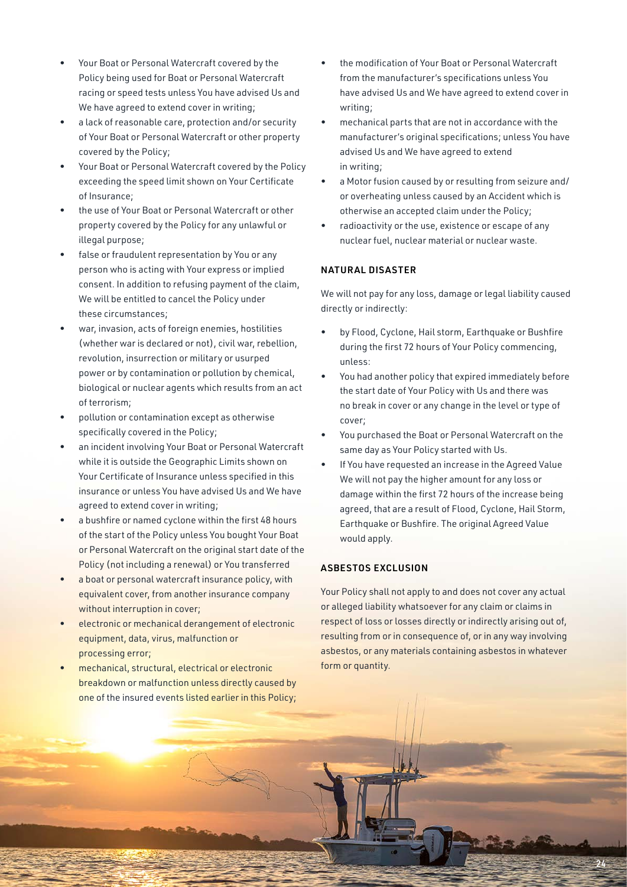- Your Boat or Personal Watercraft covered by the Policy being used for Boat or Personal Watercraft racing or speed tests unless You have advised Us and We have agreed to extend cover in writing;
- a lack of reasonable care, protection and/or security of Your Boat or Personal Watercraft or other property covered by the Policy;
- Your Boat or Personal Watercraft covered by the Policy exceeding the speed limit shown on Your Certificate of Insurance;
- the use of Your Boat or Personal Watercraft or other property covered by the Policy for any unlawful or illegal purpose;
- false or fraudulent representation by You or any person who is acting with Your express or implied consent. In addition to refusing payment of the claim, We will be entitled to cancel the Policy under these circumstances;
- war, invasion, acts of foreign enemies, hostilities (whether war is declared or not), civil war, rebellion, revolution, insurrection or military or usurped power or by contamination or pollution by chemical, biological or nuclear agents which results from an act of terrorism;
- pollution or contamination except as otherwise specifically covered in the Policy;
- an incident involving Your Boat or Personal Watercraft while it is outside the Geographic Limits shown on Your Certificate of Insurance unless specified in this insurance or unless You have advised Us and We have agreed to extend cover in writing;
- a bushfire or named cyclone within the first 48 hours of the start of the Policy unless You bought Your Boat or Personal Watercraft on the original start date of the Policy (not including a renewal) or You transferred
- a boat or personal watercraft insurance policy, with equivalent cover, from another insurance company without interruption in cover;
- electronic or mechanical derangement of electronic equipment, data, virus, malfunction or processing error;
- mechanical, structural, electrical or electronic breakdown or malfunction unless directly caused by one of the insured events listed earlier in this Policy;
- the modification of Your Boat or Personal Watercraft from the manufacturer's specifications unless You have advised Us and We have agreed to extend cover in writing;
- mechanical parts that are not in accordance with the manufacturer's original specifications; unless You have advised Us and We have agreed to extend in writing;
- a Motor fusion caused by or resulting from seizure and/or overheating unless caused by an Accident which is otherwise an accepted claim under the Policy;
- radioactivity or the use, existence or escape of any nuclear fuel, nuclear material or nuclear waste.

## NATURAL DISASTER

We will not pay for any loss, damage or legal liability caused directly or indirectly:

- by Flood, Cyclone, Hail storm, Earthquake or Bushfire during the first 72 hours of Your Policy commencing, unless:
- You had another policy that expired immediately before the start date of Your Policy with Us and there was no break in cover or any change in the level or type of cover;
- You purchased the Boat or Personal Watercraft on the same day as Your Policy started with Us.
- If You have requested an increase in the Agreed Value We will not pay the higher amount for any loss or damage within the first 72 hours of the increase being agreed, that are a result of Flood, Cyclone, Hail Storm, Earthquake or Bushfire. The original Agreed Value would apply.

## ASBESTOS EXCLUSION

Your Policy shall not apply to and does not cover any actual or alleged liability whatsoever for any claim or claims in respect of loss or losses directly or indirectly arising out of, resulting from or in consequence of, or in any way involving asbestos, or any materials containing asbestos in whatever form or quantity.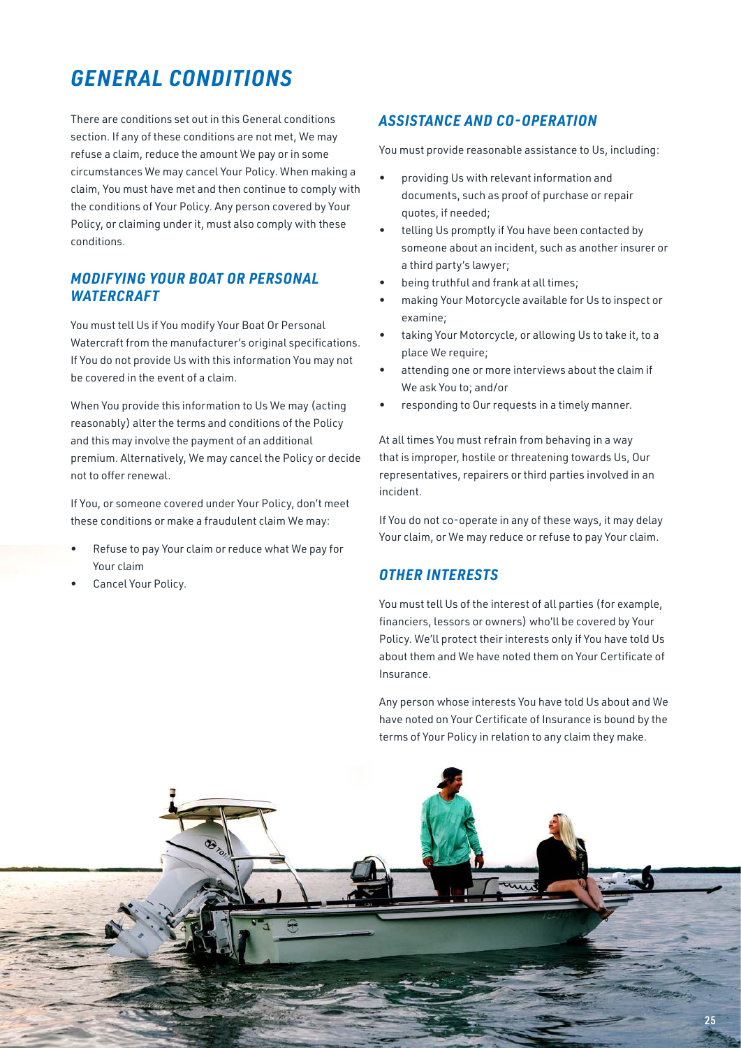# GENERAL CONDITIONS

There are conditions set out in this General conditions section. If any of these conditions are not met, We may refuse a claim, reduce the amount We pay or in some circumstances We may cancel Your Policy. When making a claim, You must have met and then continue to comply with the conditions of Your Policy. Any person covered by Your Policy, or claiming under it, must also comply with these conditions.

## MODIFYING YOUR BOAT OR PERSONAL WATERCRAFT

You must tell Us if You modify Your Boat Or Personal Watercraft from the manufacturer's original specifications. If You do not provide Us with this information You may not be covered in the event of a claim.

When You provide this information to Us We may (acting reasonably) alter the terms and conditions of the Policy and this may involve the payment of an additional premium. Alternatively, We may cancel the Policy or decide not to offer renewal.

If You, or someone covered under Your Policy, don't meet these conditions or make a fraudulent claim We may:

- Refuse to pay Your claim or reduce what We pay for Your claim
- Cancel Your Policy.

## ASSISTANCE AND CO-OPERATION

You must provide reasonable assistance to Us, including:

- providing Us with relevant information and documents, such as proof of purchase or repair quotes, if needed;
- telling Us promptly if You have been contacted by someone about an incident, such as another insurer or a third party's lawyer;
- being truthful and frank at all times;
- making Your Motorcycle available for Us to inspect or examine;
- taking Your Motorcycle, or allowing Us to take it, to a place We require;
- attending one or more interviews about the claim if We ask You to; and/or
- responding to Our requests in a timely manner.

At all times You must refrain from behaving in a way that is improper, hostile or threatening towards Us, Our representatives, repairers or third parties involved in an incident.

If You do not co-operate in any of these ways, it may delay Your claim, or We may reduce or refuse to pay Your claim.

## OTHER INTERESTS

You must tell Us of the interest of all parties (for example, financiers, lessors or owners) who'll be covered by Your Policy. We'll protect their interests only if You have told Us about them and We have noted them on Your Certificate of Insurance.

Any person whose interests You have told Us about and We have noted on Your Certificate of Insurance is bound by the terms of Your Policy in relation to any claim they make.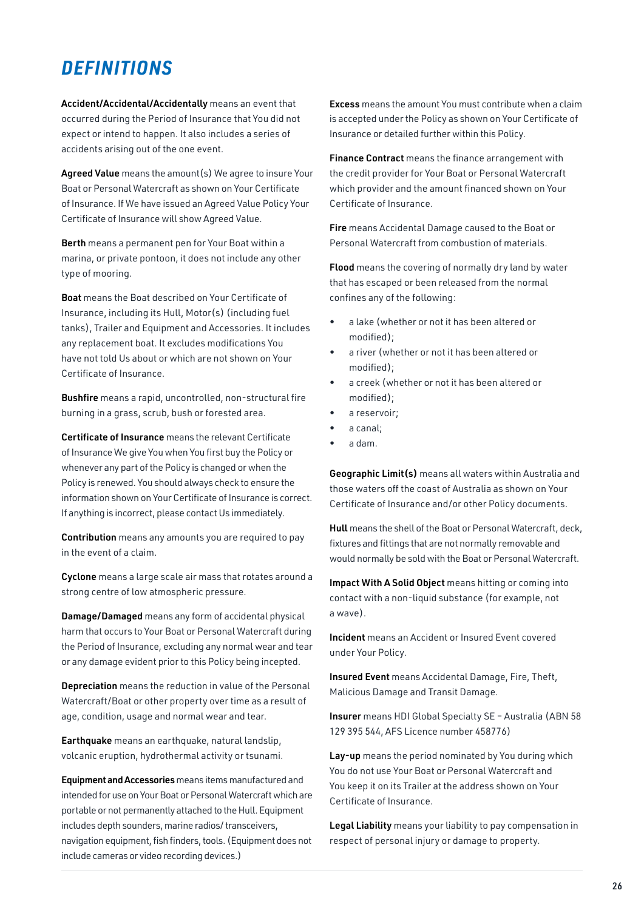# DEFINITIONS

**Accident/Accidental/Accidentally** means an event that occurred during the Period of Insurance that You did not expect or intend to happen. It also includes a series of accidents arising out of the one event.

**Agreed Value** means the amount(s) We agree to insure Your Boat or Personal Watercraft as shown on Your Certificate of Insurance. If We have issued an Agreed Value Policy Your Certificate of Insurance will show Agreed Value.

**Berth** means a permanent pen for Your Boat within a marina, or private pontoon, it does not include any other type of mooring.

**Boat** means the Boat described on Your Certificate of Insurance, including its Hull, Motor(s) (including fuel tanks), Trailer and Equipment and Accessories. It includes any replacement boat. It excludes modifications You have not told Us about or which are not shown on Your Certificate of Insurance.

**Bushfire** means a rapid, uncontrolled, non-structural fire burning in a grass, scrub, bush or forested area.

**Certificate of Insurance** means the relevant Certificate of Insurance We give You when You first buy the Policy or whenever any part of the Policy is changed or when the Policy is renewed. You should always check to ensure the information shown on Your Certificate of Insurance is correct. If anything is incorrect, please contact Us immediately.

**Contribution** means any amounts you are required to pay in the event of a claim.

**Cyclone** means a large scale air mass that rotates around a strong centre of low atmospheric pressure.

**Damage/Damaged** means any form of accidental physical harm that occurs to Your Boat or Personal Watercraft during the Period of Insurance, excluding any normal wear and tear or any damage evident prior to this Policy being incepted.

**Depreciation** means the reduction in value of the Personal Watercraft/Boat or other property over time as a result of age, condition, usage and normal wear and tear.

**Earthquake** means an earthquake, natural landslip, volcanic eruption, hydrothermal activity or tsunami.

**Equipment and Accessories** means items manufactured and intended for use on Your Boat or Personal Watercraft which are portable or not permanently attached to the Hull. Equipment includes depth sounders, marine radios/ transceivers, navigation equipment, fish finders, tools. (Equipment does not include cameras or video recording devices.)

**Excess** means the amount You must contribute when a claim is accepted under the Policy as shown on Your Certificate of Insurance or detailed further within this Policy.

**Finance Contract** means the finance arrangement with the credit provider for Your Boat or Personal Watercraft which provider and the amount financed shown on Your Certificate of Insurance.

**Fire** means Accidental Damage caused to the Boat or Personal Watercraft from combustion of materials.

**Flood** means the covering of normally dry land by water that has escaped or been released from the normal confines any of the following:

- a lake (whether or not it has been altered or modified);
- a river (whether or not it has been altered or modified);
- a creek (whether or not it has been altered or modified);
- a reservoir;
- a canal;
- a dam.

**Geographic Limit(s)** means all waters within Australia and those waters off the coast of Australia as shown on Your Certificate of Insurance and/or other Policy documents.

**Hull** means the shell of the Boat or Personal Watercraft, deck, fixtures and fittings that are not normally removable and would normally be sold with the Boat or Personal Watercraft.

**Impact With A Solid Object** means hitting or coming into contact with a non-liquid substance (for example, not a wave).

**Incident** means an Accident or Insured Event covered under Your Policy.

**Insured Event** means Accidental Damage, Fire, Theft, Malicious Damage and Transit Damage.

**Insurer** means HDI Global Specialty SE – Australia (ABN 58 129 395 544, AFS Licence number 458776)

**Lay-up** means the period nominated by You during which You do not use Your Boat or Personal Watercraft and You keep it on its Trailer at the address shown on Your Certificate of Insurance.

**Legal Liability** means your liability to pay compensation in respect of personal injury or damage to property.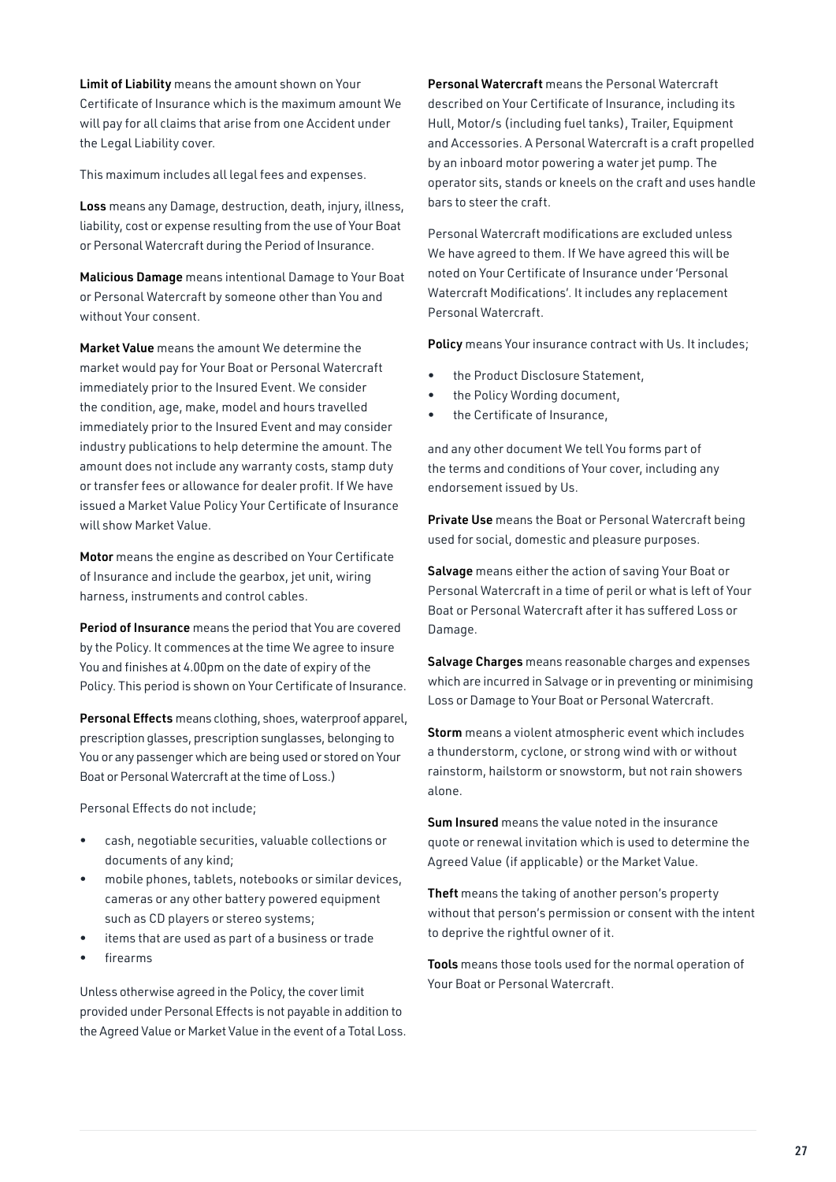**Limit of Liability** means the amount shown on Your Certificate of Insurance which is the maximum amount We will pay for all claims that arise from one Accident under the Legal Liability cover.

This maximum includes all legal fees and expenses.

**Loss** means any Damage, destruction, death, injury, illness, liability, cost or expense resulting from the use of Your Boat or Personal Watercraft during the Period of Insurance.

**Malicious Damage** means intentional Damage to Your Boat or Personal Watercraft by someone other than You and without Your consent.

**Market Value** means the amount We determine the market would pay for Your Boat or Personal Watercraft immediately prior to the Insured Event. We consider the condition, age, make, model and hours travelled immediately prior to the Insured Event and may consider industry publications to help determine the amount. The amount does not include any warranty costs, stamp duty or transfer fees or allowance for dealer profit. If We have issued a Market Value Policy Your Certificate of Insurance will show Market Value.

**Motor** means the engine as described on Your Certificate of Insurance and include the gearbox, jet unit, wiring harness, instruments and control cables.

**Period of Insurance** means the period that You are covered by the Policy. It commences at the time We agree to insure You and finishes at 4.00pm on the date of expiry of the Policy. This period is shown on Your Certificate of Insurance.

**Personal Effects** means clothing, shoes, waterproof apparel, prescription glasses, prescription sunglasses, belonging to You or any passenger which are being used or stored on Your Boat or Personal Watercraft at the time of Loss.)

Personal Effects do not include;

- cash, negotiable securities, valuable collections or documents of any kind;
- mobile phones, tablets, notebooks or similar devices, cameras or any other battery powered equipment such as CD players or stereo systems;
- items that are used as part of a business or trade
- firearms

Unless otherwise agreed in the Policy, the cover limit provided under Personal Effects is not payable in addition to the Agreed Value or Market Value in the event of a Total Loss.

**Personal Watercraft** means the Personal Watercraft described on Your Certificate of Insurance, including its Hull, Motor/s (including fuel tanks), Trailer, Equipment and Accessories. A Personal Watercraft is a craft propelled by an inboard motor powering a water jet pump. The operator sits, stands or kneels on the craft and uses handle bars to steer the craft.

Personal Watercraft modifications are excluded unless We have agreed to them. If We have agreed this will be noted on Your Certificate of Insurance under 'Personal Watercraft Modifications'. It includes any replacement Personal Watercraft.

**Policy** means Your insurance contract with Us. It includes;

- the Product Disclosure Statement,
- the Policy Wording document,
- the Certificate of Insurance,

and any other document We tell You forms part of the terms and conditions of Your cover, including any endorsement issued by Us.

**Private Use** means the Boat or Personal Watercraft being used for social, domestic and pleasure purposes.

**Salvage** means either the action of saving Your Boat or Personal Watercraft in a time of peril or what is left of Your Boat or Personal Watercraft after it has suffered Loss or Damage.

**Salvage Charges** means reasonable charges and expenses which are incurred in Salvage or in preventing or minimising Loss or Damage to Your Boat or Personal Watercraft.

**Storm** means a violent atmospheric event which includes a thunderstorm, cyclone, or strong wind with or without rainstorm, hailstorm or snowstorm, but not rain showers alone.

**Sum Insured** means the value noted in the insurance quote or renewal invitation which is used to determine the Agreed Value (if applicable) or the Market Value.

**Theft** means the taking of another person's property without that person's permission or consent with the intent to deprive the rightful owner of it.

**Tools** means those tools used for the normal operation of Your Boat or Personal Watercraft.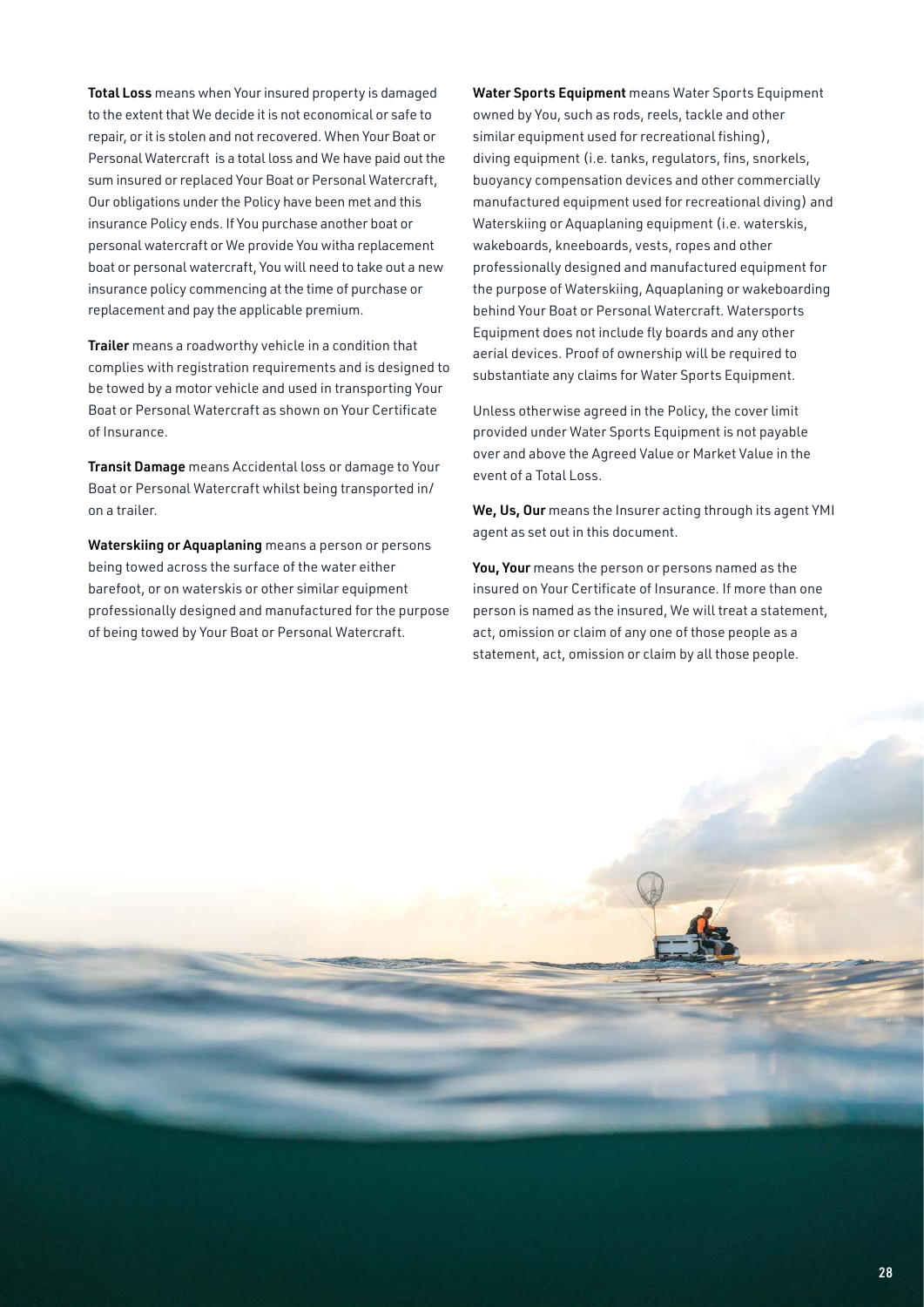**Total Loss** means when Your insured property is damaged to the extent that We decide it is not economical or safe to repair, or it is stolen and not recovered. When Your Boat or Personal Watercraft is a total loss and We have paid out the sum insured or replaced Your Boat or Personal Watercraft, Our obligations under the Policy have been met and this insurance Policy ends. If You purchase another boat or personal watercraft or We provide You witha replacement boat or personal watercraft, You will need to take out a new insurance policy commencing at the time of purchase or replacement and pay the applicable premium.

**Trailer** means a roadworthy vehicle in a condition that complies with registration requirements and is designed to be towed by a motor vehicle and used in transporting Your Boat or Personal Watercraft as shown on Your Certificate of Insurance.

**Transit Damage** means Accidental loss or damage to Your Boat or Personal Watercraft whilst being transported in/on a trailer.

**Waterskiing or Aquaplaning** means a person or persons being towed across the surface of the water either barefoot, or on waterskis or other similar equipment professionally designed and manufactured for the purpose of being towed by Your Boat or Personal Watercraft.

**Water Sports Equipment** means Water Sports Equipment owned by You, such as rods, reels, tackle and other similar equipment used for recreational fishing), diving equipment (i.e. tanks, regulators, fins, snorkels, buoyancy compensation devices and other commercially manufactured equipment used for recreational diving) and Waterskiing or Aquaplaning equipment (i.e. waterskis, wakeboards, kneeboards, vests, ropes and other professionally designed and manufactured equipment for the purpose of Waterskiing, Aquaplaning or wakeboarding behind Your Boat or Personal Watercraft. Watersports Equipment does not include fly boards and any other aerial devices. Proof of ownership will be required to substantiate any claims for Water Sports Equipment.

Unless otherwise agreed in the Policy, the cover limit provided under Water Sports Equipment is not payable over and above the Agreed Value or Market Value in the event of a Total Loss.

**We, Us, Our** means the Insurer acting through its agent YMI agent as set out in this document.

**You, Your** means the person or persons named as the insured on Your Certificate of Insurance. If more than one person is named as the insured, We will treat a statement, act, omission or claim of any one of those people as a statement, act, omission or claim by all those people.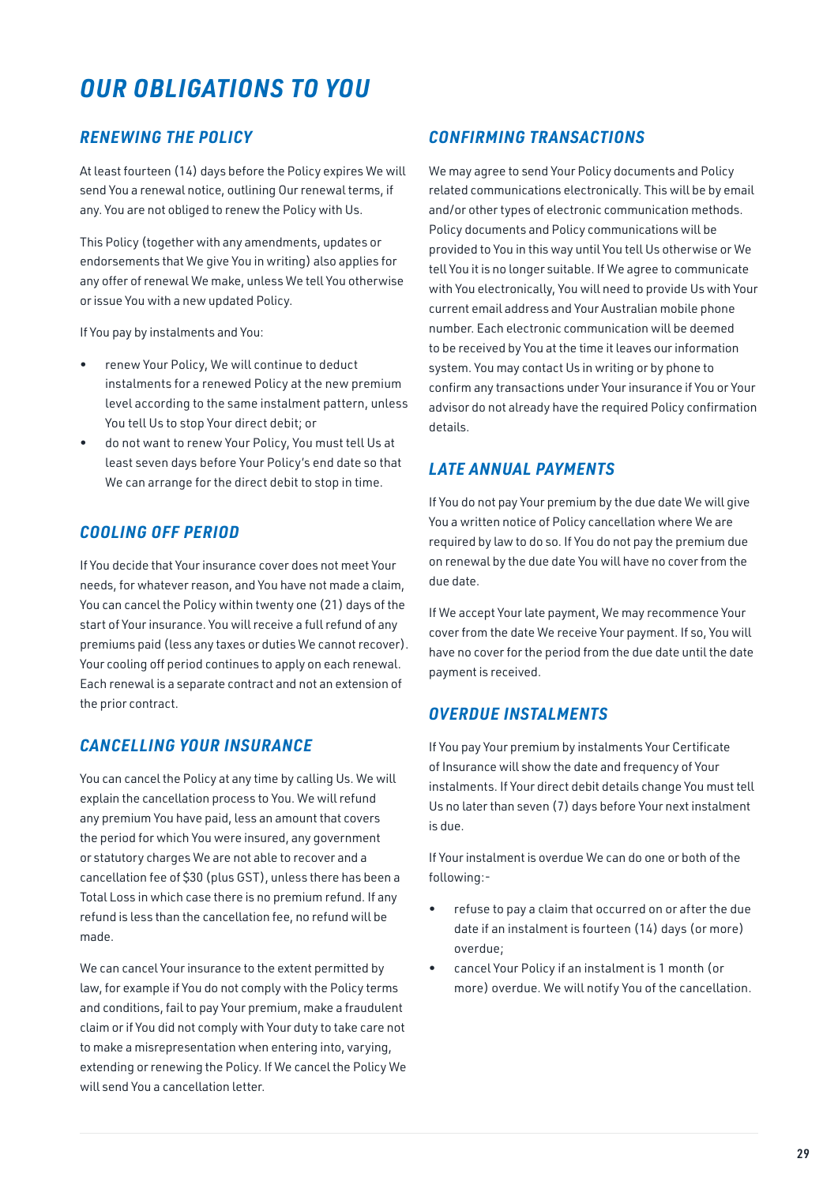# OUR OBLIGATIONS TO YOU

## RENEWING THE POLICY

At least fourteen (14) days before the Policy expires We will send You a renewal notice, outlining Our renewal terms, if any. You are not obliged to renew the Policy with Us.

This Policy (together with any amendments, updates or endorsements that We give You in writing) also applies for any offer of renewal We make, unless We tell You otherwise or issue You with a new updated Policy.

If You pay by instalments and You:

- renew Your Policy, We will continue to deduct instalments for a renewed Policy at the new premium level according to the same instalment pattern, unless You tell Us to stop Your direct debit; or
- do not want to renew Your Policy, You must tell Us at least seven days before Your Policy's end date so that We can arrange for the direct debit to stop in time.

## COOLING OFF PERIOD

If You decide that Your insurance cover does not meet Your needs, for whatever reason, and You have not made a claim, You can cancel the Policy within twenty one (21) days of the start of Your insurance. You will receive a full refund of any premiums paid (less any taxes or duties We cannot recover). Your cooling off period continues to apply on each renewal. Each renewal is a separate contract and not an extension of the prior contract.

## CANCELLING YOUR INSURANCE

You can cancel the Policy at any time by calling Us. We will explain the cancellation process to You. We will refund any premium You have paid, less an amount that covers the period for which You were insured, any government or statutory charges We are not able to recover and a cancellation fee of $30 (plus GST), unless there has been a Total Loss in which case there is no premium refund. If any refund is less than the cancellation fee, no refund will be made.

We can cancel Your insurance to the extent permitted by law, for example if You do not comply with the Policy terms and conditions, fail to pay Your premium, make a fraudulent claim or if You did not comply with Your duty to take care not to make a misrepresentation when entering into, varying, extending or renewing the Policy. If We cancel the Policy We will send You a cancellation letter.

## CONFIRMING TRANSACTIONS

We may agree to send Your Policy documents and Policy related communications electronically. This will be by email and/or other types of electronic communication methods. Policy documents and Policy communications will be provided to You in this way until You tell Us otherwise or We tell You it is no longer suitable. If We agree to communicate with You electronically, You will need to provide Us with Your current email address and Your Australian mobile phone number. Each electronic communication will be deemed to be received by You at the time it leaves our information system. You may contact Us in writing or by phone to confirm any transactions under Your insurance if You or Your advisor do not already have the required Policy confirmation details.

## LATE ANNUAL PAYMENTS

If You do not pay Your premium by the due date We will give You a written notice of Policy cancellation where We are required by law to do so. If You do not pay the premium due on renewal by the due date You will have no cover from the due date.

If We accept Your late payment, We may recommence Your cover from the date We receive Your payment. If so, You will have no cover for the period from the due date until the date payment is received.

## OVERDUE INSTALMENTS

If You pay Your premium by instalments Your Certificate of Insurance will show the date and frequency of Your instalments. If Your direct debit details change You must tell Us no later than seven (7) days before Your next instalment is due.

If Your instalment is overdue We can do one or both of the following:-

- refuse to pay a claim that occurred on or after the due date if an instalment is fourteen (14) days (or more) overdue;
- cancel Your Policy if an instalment is 1 month (or more) overdue. We will notify You of the cancellation.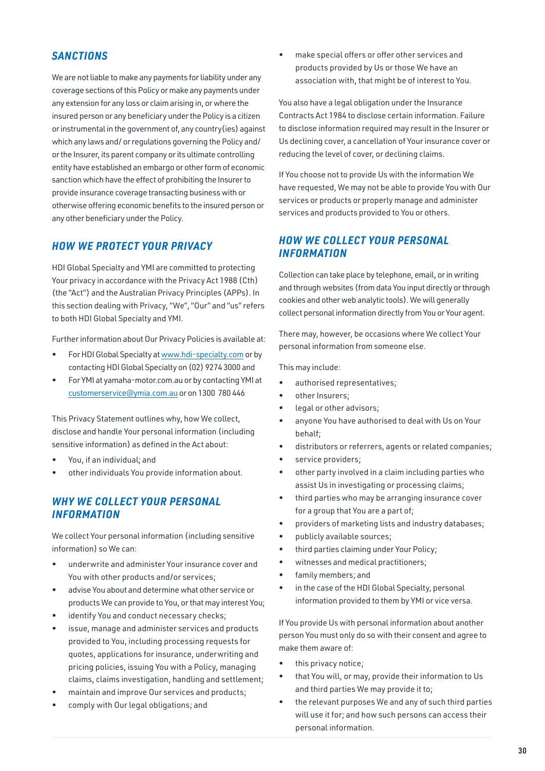## SANCTIONS

We are not liable to make any payments for liability under any coverage sections of this Policy or make any payments under any extension for any loss or claim arising in, or where the insured person or any beneficiary under the Policy is a citizen or instrumental in the government of, any country(ies) against which any laws and/ or regulations governing the Policy and/ or the Insurer, its parent company or its ultimate controlling entity have established an embargo or other form of economic sanction which have the effect of prohibiting the Insurer to provide insurance coverage transacting business with or otherwise offering economic benefits to the insured person or any other beneficiary under the Policy.

## HOW WE PROTECT YOUR PRIVACY

HDI Global Specialty and YMI are committed to protecting Your privacy in accordance with the Privacy Act 1988 (Cth) (the "Act") and the Australian Privacy Principles (APPs). In this section dealing with Privacy, "We", "Our" and "us" refers to both HDI Global Specialty and YMI.

Further information about Our Privacy Policies is available at:

- For HDI Global Specialty at www.hdi-specialty.com or by contacting HDI Global Specialty on (02) 9274 3000 and
- For YMI at yamaha-motor.com.au or by contacting YMI at customerservice@ymia.com.au or on 1300 780 446

This Privacy Statement outlines why, how We collect, disclose and handle Your personal information (including sensitive information) as defined in the Act about:

- You, if an individual; and
- other individuals You provide information about.

## WHY WE COLLECT YOUR PERSONAL INFORMATION

We collect Your personal information (including sensitive information) so We can:

- underwrite and administer Your insurance cover and You with other products and/or services;
- advise You about and determine what other service or products We can provide to You, or that may interest You;
- identify You and conduct necessary checks;
- issue, manage and administer services and products provided to You, including processing requests for quotes, applications for insurance, underwriting and pricing policies, issuing You with a Policy, managing claims, claims investigation, handling and settlement;
- maintain and improve Our services and products;
- comply with Our legal obligations; and
- make special offers or offer other services and products provided by Us or those We have an association with, that might be of interest to You.

You also have a legal obligation under the Insurance Contracts Act 1984 to disclose certain information. Failure to disclose information required may result in the Insurer or Us declining cover, a cancellation of Your insurance cover or reducing the level of cover, or declining claims.

If You choose not to provide Us with the information We have requested, We may not be able to provide You with Our services or products or properly manage and administer services and products provided to You or others.

## HOW WE COLLECT YOUR PERSONAL INFORMATION

Collection can take place by telephone, email, or in writing and through websites (from data You input directly or through cookies and other web analytic tools). We will generally collect personal information directly from You or Your agent.

There may, however, be occasions where We collect Your personal information from someone else.

This may include:

- authorised representatives;
- other Insurers;
- legal or other advisors;
- anyone You have authorised to deal with Us on Your behalf;
- distributors or referrers, agents or related companies;
- service providers;
- other party involved in a claim including parties who assist Us in investigating or processing claims;
- third parties who may be arranging insurance cover for a group that You are a part of;
- providers of marketing lists and industry databases;
- publicly available sources;
- third parties claiming under Your Policy;
- witnesses and medical practitioners;
- family members; and
- in the case of the HDI Global Specialty, personal information provided to them by YMI or vice versa.

If You provide Us with personal information about another person You must only do so with their consent and agree to make them aware of:

- this privacy notice;
- that You will, or may, provide their information to Us and third parties We may provide it to;
- the relevant purposes We and any of such third parties will use it for; and how such persons can access their personal information.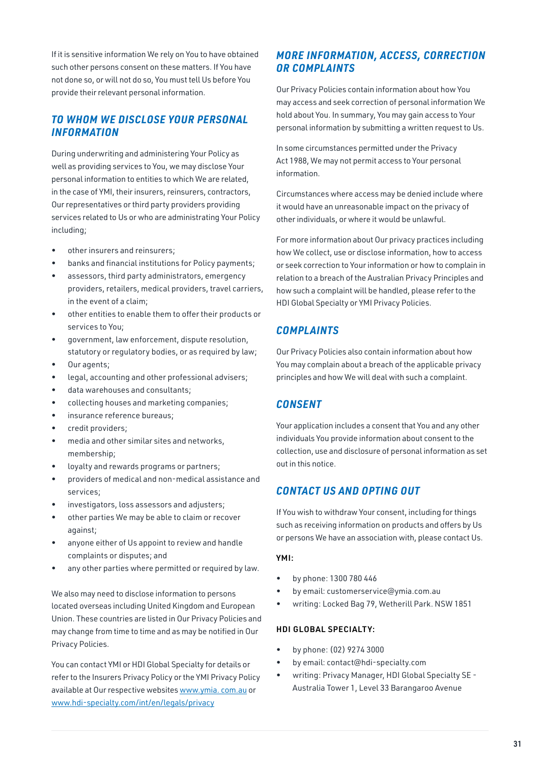If it is sensitive information We rely on You to have obtained such other persons consent on these matters. If You have not done so, or will not do so, You must tell Us before You provide their relevant personal information.

## *TO WHOM WE DISCLOSE YOUR PERSONAL INFORMATION*

During underwriting and administering Your Policy as well as providing services to You, we may disclose Your personal information to entities to which We are related, in the case of YMI, their insurers, reinsurers, contractors, Our representatives or third party providers providing services related to Us or who are administrating Your Policy including;

- other insurers and reinsurers;
- banks and financial institutions for Policy payments;
- assessors, third party administrators, emergency providers, retailers, medical providers, travel carriers, in the event of a claim;
- other entities to enable them to offer their products or services to You;
- government, law enforcement, dispute resolution, statutory or regulatory bodies, or as required by law;
- Our agents;
- legal, accounting and other professional advisers;
- data warehouses and consultants;
- collecting houses and marketing companies;
- insurance reference bureaus;
- credit providers;
- media and other similar sites and networks, membership;
- loyalty and rewards programs or partners;
- providers of medical and non-medical assistance and services;
- investigators, loss assessors and adjusters;
- other parties We may be able to claim or recover against;
- anyone either of Us appoint to review and handle complaints or disputes; and
- any other parties where permitted or required by law.

We also may need to disclose information to persons located overseas including United Kingdom and European Union. These countries are listed in Our Privacy Policies and may change from time to time and as may be notified in Our Privacy Policies.

You can contact YMI or HDI Global Specialty for details or refer to the Insurers Privacy Policy or the YMI Privacy Policy available at Our respective websites www.ymia. com.au or www.hdi-specialty.com/int/en/legals/privacy

## *MORE INFORMATION, ACCESS, CORRECTION OR COMPLAINTS*

Our Privacy Policies contain information about how You may access and seek correction of personal information We hold about You. In summary, You may gain access to Your personal information by submitting a written request to Us.

In some circumstances permitted under the Privacy Act 1988, We may not permit access to Your personal information.

Circumstances where access may be denied include where it would have an unreasonable impact on the privacy of other individuals, or where it would be unlawful.

For more information about Our privacy practices including how We collect, use or disclose information, how to access or seek correction to Your information or how to complain in relation to a breach of the Australian Privacy Principles and how such a complaint will be handled, please refer to the HDI Global Specialty or YMI Privacy Policies.

## *COMPLAINTS*

Our Privacy Policies also contain information about how You may complain about a breach of the applicable privacy principles and how We will deal with such a complaint.

## *CONSENT*

Your application includes a consent that You and any other individuals You provide information about consent to the collection, use and disclosure of personal information as set out in this notice.

## *CONTACT US AND OPTING OUT*

If You wish to withdraw Your consent, including for things such as receiving information on products and offers by Us or persons We have an association with, please contact Us.

**YMI:**

- by phone: 1300 780 446
- by email: customerservice@ymia.com.au
- writing: Locked Bag 79, Wetherill Park. NSW 1851

**HDI GLOBAL SPECIALTY:**

- by phone: (02) 9274 3000
- by email: contact@hdi-specialty.com
- writing: Privacy Manager, HDI Global Specialty SE - Australia Tower 1, Level 33 Barangaroo Avenue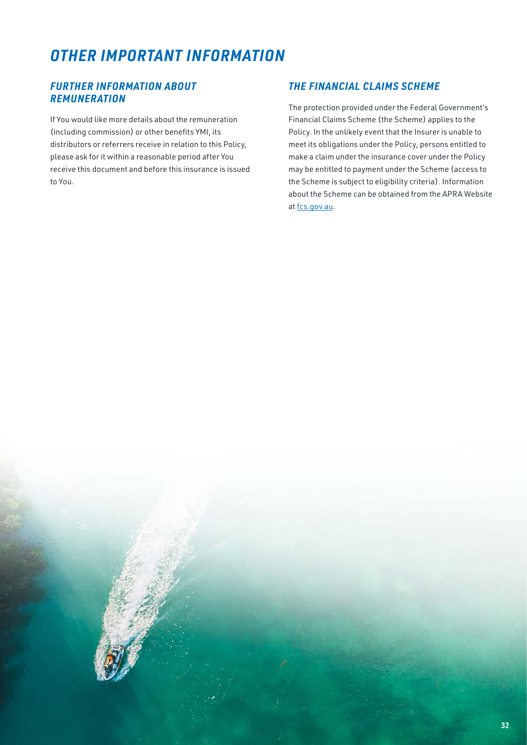# *OTHER IMPORTANT INFORMATION*

## *FURTHER INFORMATION ABOUT REMUNERATION*

If You would like more details about the remuneration (including commission) or other benefits YMI, its distributors or referrers receive in relation to this Policy, please ask for it within a reasonable period after You receive this document and before this insurance is issued to You.

## *THE FINANCIAL CLAIMS SCHEME*

The protection provided under the Federal Government's Financial Claims Scheme (the Scheme) applies to the Policy. In the unlikely event that the Insurer is unable to meet its obligations under the Policy, persons entitled to make a claim under the insurance cover under the Policy may be entitled to payment under the Scheme (access to the Scheme is subject to eligibility criteria). Information about the Scheme can be obtained from the APRA Website at fcs.gov.au.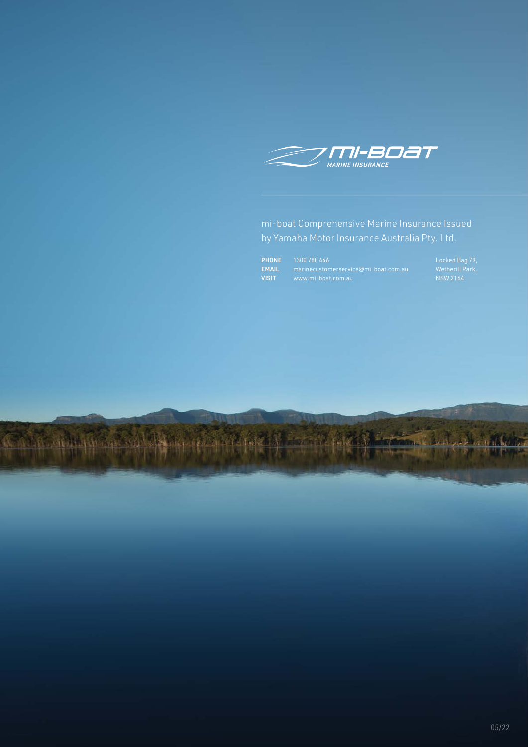MI-BOAT
MARINE INSURANCE

mi-boat Comprehensive Marine Insurance Issued by Yamaha Motor Insurance Australia Pty. Ltd.

**PHONE** 1300 780 446
**EMAIL** marinecustomerservice@mi-boat.com.au
**VISIT** www.mi-boat.com.au

Locked Bag 79,
Wetherill Park,
NSW 2164

05/22